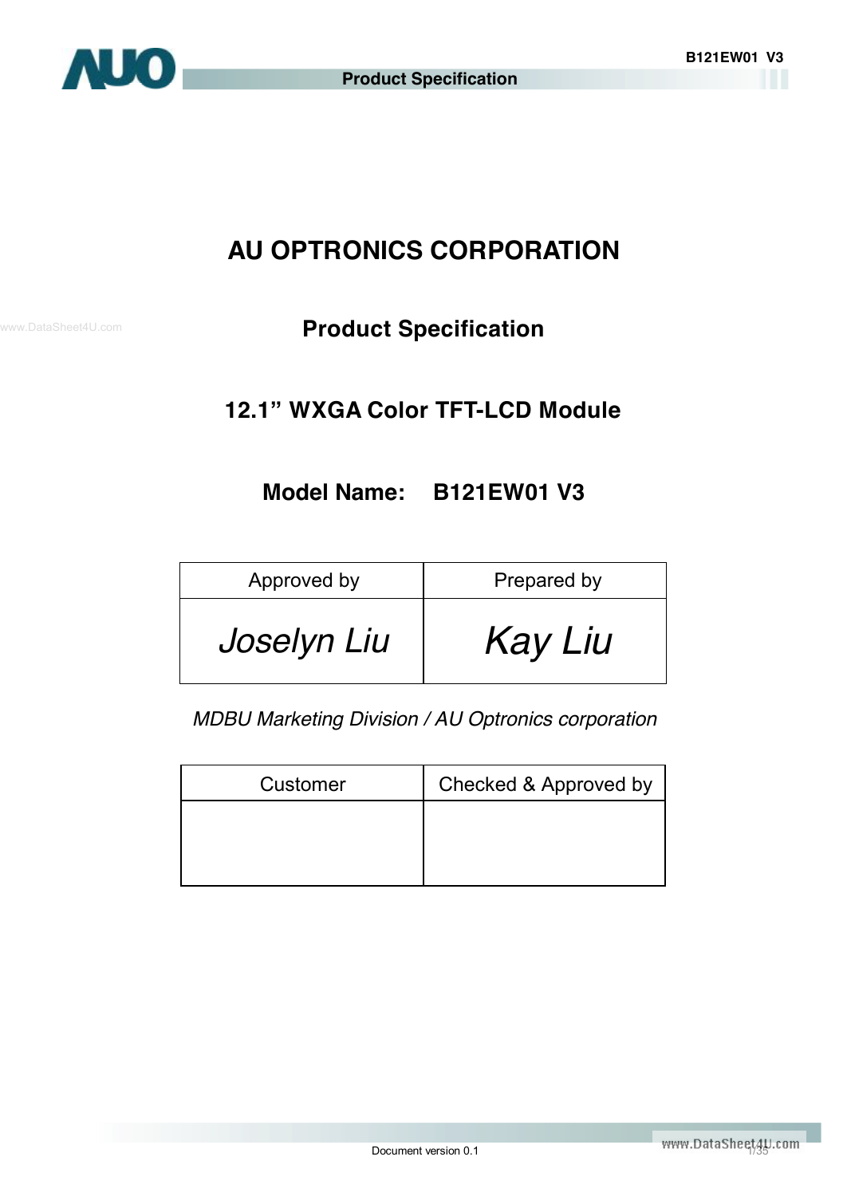# AU OPTRONICS CORPORATION

## Product Specification

## 12.1" WXGA Color TFT-LCD Module

## Model Name: B121EW01 V3

| Approved by | Prepared by |
|---|---|
| *Joselyn Liu* | *Kay Liu* |

*MDBU Marketing Division / AU Optronics corporation*

| Customer | Checked & Approved by |
|---|---|
| | |

Document version 0.1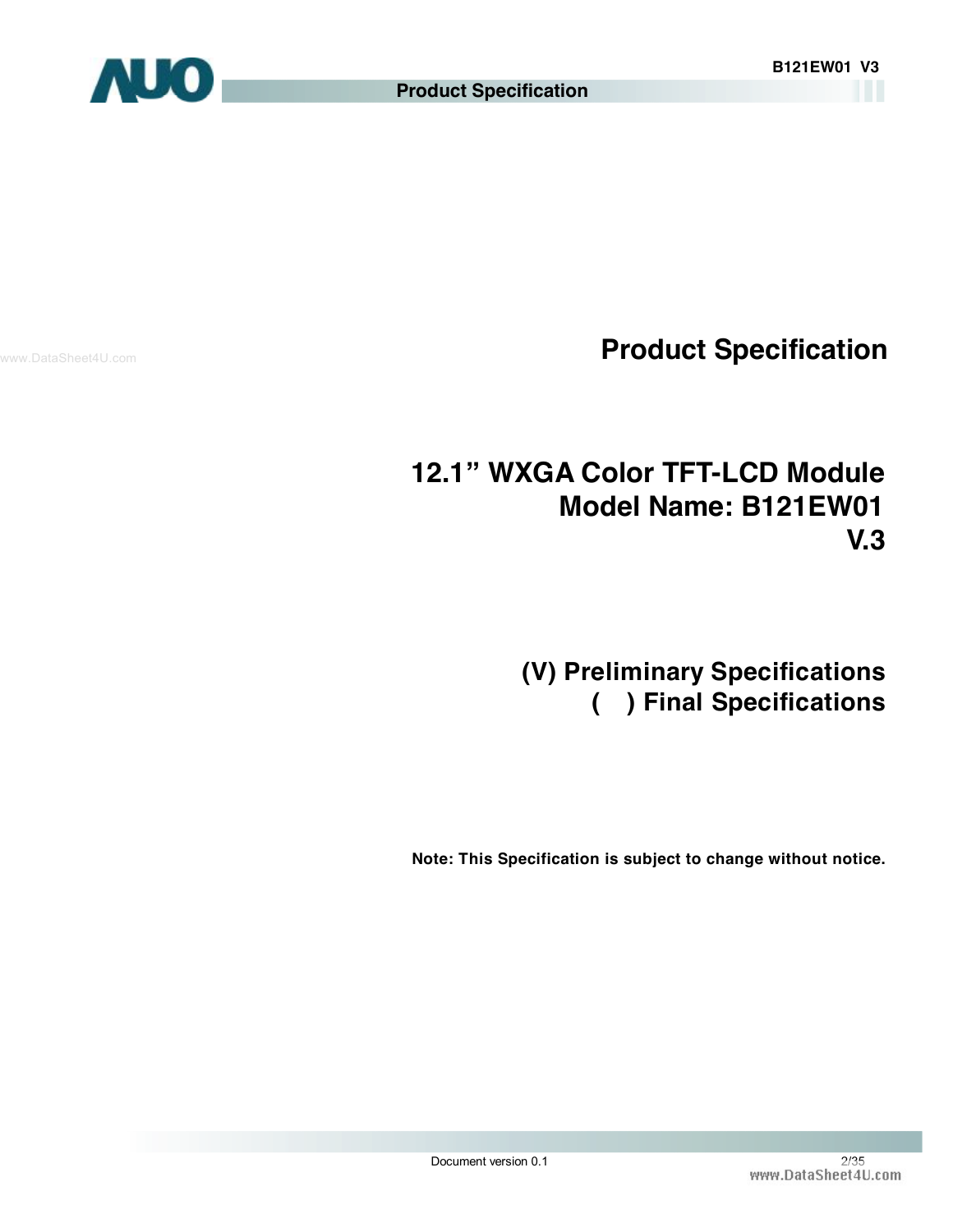# Product Specification

## 12.1" WXGA Color TFT-LCD Module
## Model Name: B121EW01 V.3

**(V) Preliminary Specifications**
**( ) Final Specifications**

**Note: This Specification is subject to change without notice.**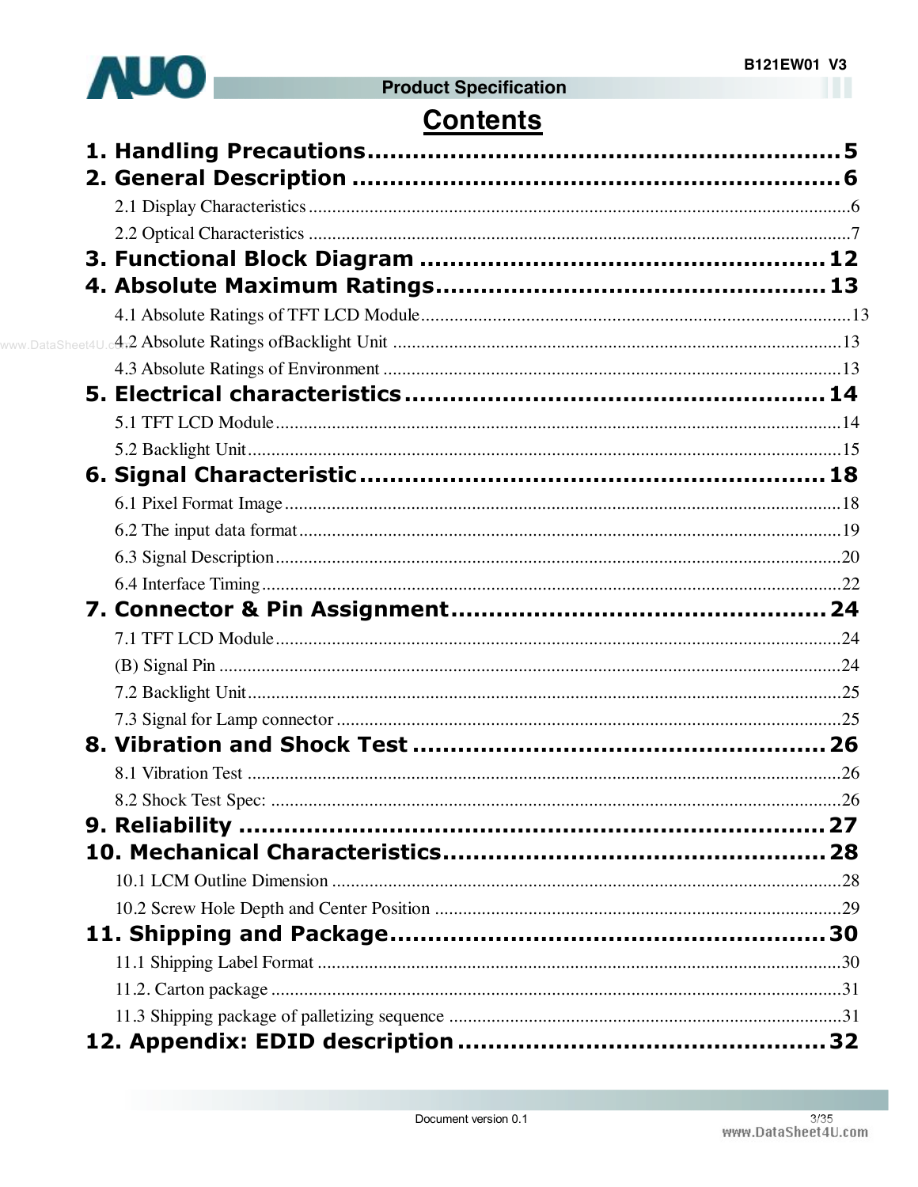# Contents

**1. Handling Precautions ........................................................ 5**

**2. General Description ........................................................ 6**

2.1 Display Characteristics ........................................................ 6

2.2 Optical Characteristics ........................................................ 7

**3. Functional Block Diagram ........................................................ 12**

**4. Absolute Maximum Ratings ........................................................ 13**

4.1 Absolute Ratings of TFT LCD Module ........................................................ 13

4.2 Absolute Ratings ofBacklight Unit ........................................................ 13

4.3 Absolute Ratings of Environment ........................................................ 13

**5. Electrical characteristics ........................................................ 14**

5.1 TFT LCD Module ........................................................ 14

5.2 Backlight Unit ........................................................ 15

**6. Signal Characteristic ........................................................ 18**

6.1 Pixel Format Image ........................................................ 18

6.2 The input data format ........................................................ 19

6.3 Signal Description ........................................................ 20

6.4 Interface Timing ........................................................ 22

**7. Connector & Pin Assignment ........................................................ 24**

7.1 TFT LCD Module ........................................................ 24

(B) Signal Pin ........................................................ 24

7.2 Backlight Unit ........................................................ 25

7.3 Signal for Lamp connector ........................................................ 25

**8. Vibration and Shock Test ........................................................ 26**

8.1 Vibration Test ........................................................ 26

8.2 Shock Test Spec: ........................................................ 26

**9. Reliability ........................................................ 27**

**10. Mechanical Characteristics ........................................................ 28**

10.1 LCM Outline Dimension ........................................................ 28

10.2 Screw Hole Depth and Center Position ........................................................ 29

**11. Shipping and Package ........................................................ 30**

11.1 Shipping Label Format ........................................................ 30

11.2. Carton package ........................................................ 31

11.3 Shipping package of palletizing sequence ........................................................ 31

**12. Appendix: EDID description ........................................................ 32**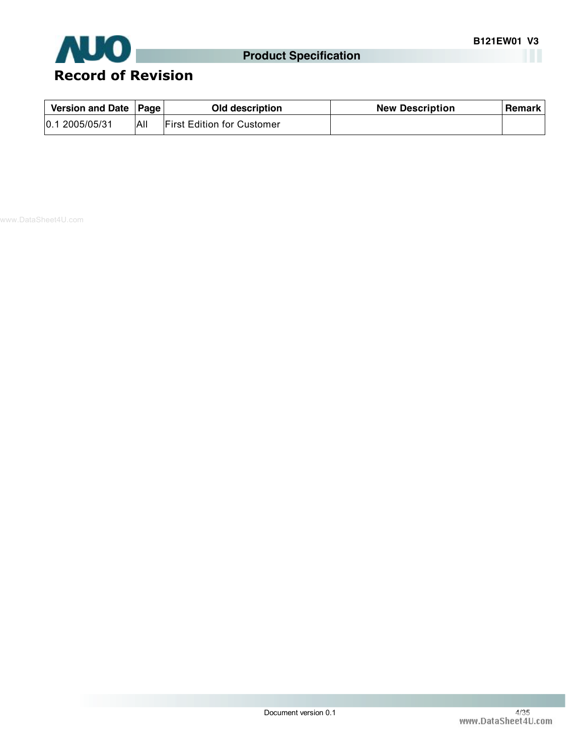# Record of Revision

| Version and Date | Page | Old description | New Description | Remark |
|---|---|---|---|---|
| 0.1 2005/05/31 | All | First Edition for Customer | | |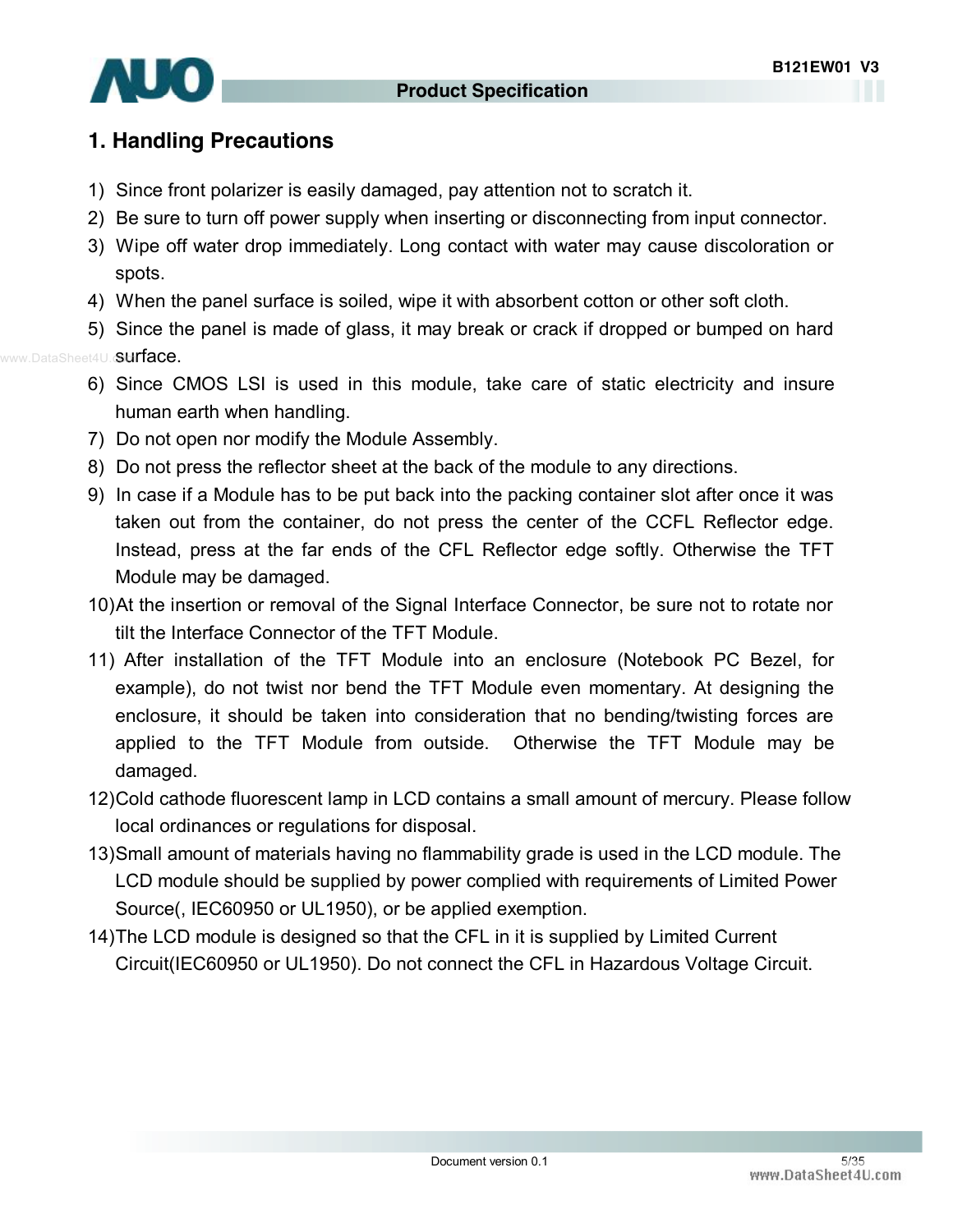# 1. Handling Precautions

1) Since front polarizer is easily damaged, pay attention not to scratch it.
2) Be sure to turn off power supply when inserting or disconnecting from input connector.
3) Wipe off water drop immediately. Long contact with water may cause discoloration or spots.
4) When the panel surface is soiled, wipe it with absorbent cotton or other soft cloth.
5) Since the panel is made of glass, it may break or crack if dropped or bumped on hard surface.
6) Since CMOS LSI is used in this module, take care of static electricity and insure human earth when handling.
7) Do not open nor modify the Module Assembly.
8) Do not press the reflector sheet at the back of the module to any directions.
9) In case if a Module has to be put back into the packing container slot after once it was taken out from the container, do not press the center of the CCFL Reflector edge. Instead, press at the far ends of the CFL Reflector edge softly. Otherwise the TFT Module may be damaged.
10) At the insertion or removal of the Signal Interface Connector, be sure not to rotate nor tilt the Interface Connector of the TFT Module.
11) After installation of the TFT Module into an enclosure (Notebook PC Bezel, for example), do not twist nor bend the TFT Module even momentary. At designing the enclosure, it should be taken into consideration that no bending/twisting forces are applied to the TFT Module from outside. Otherwise the TFT Module may be damaged.
12) Cold cathode fluorescent lamp in LCD contains a small amount of mercury. Please follow local ordinances or regulations for disposal.
13) Small amount of materials having no flammability grade is used in the LCD module. The LCD module should be supplied by power complied with requirements of Limited Power Source(, IEC60950 or UL1950), or be applied exemption.
14) The LCD module is designed so that the CFL in it is supplied by Limited Current Circuit(IEC60950 or UL1950). Do not connect the CFL in Hazardous Voltage Circuit.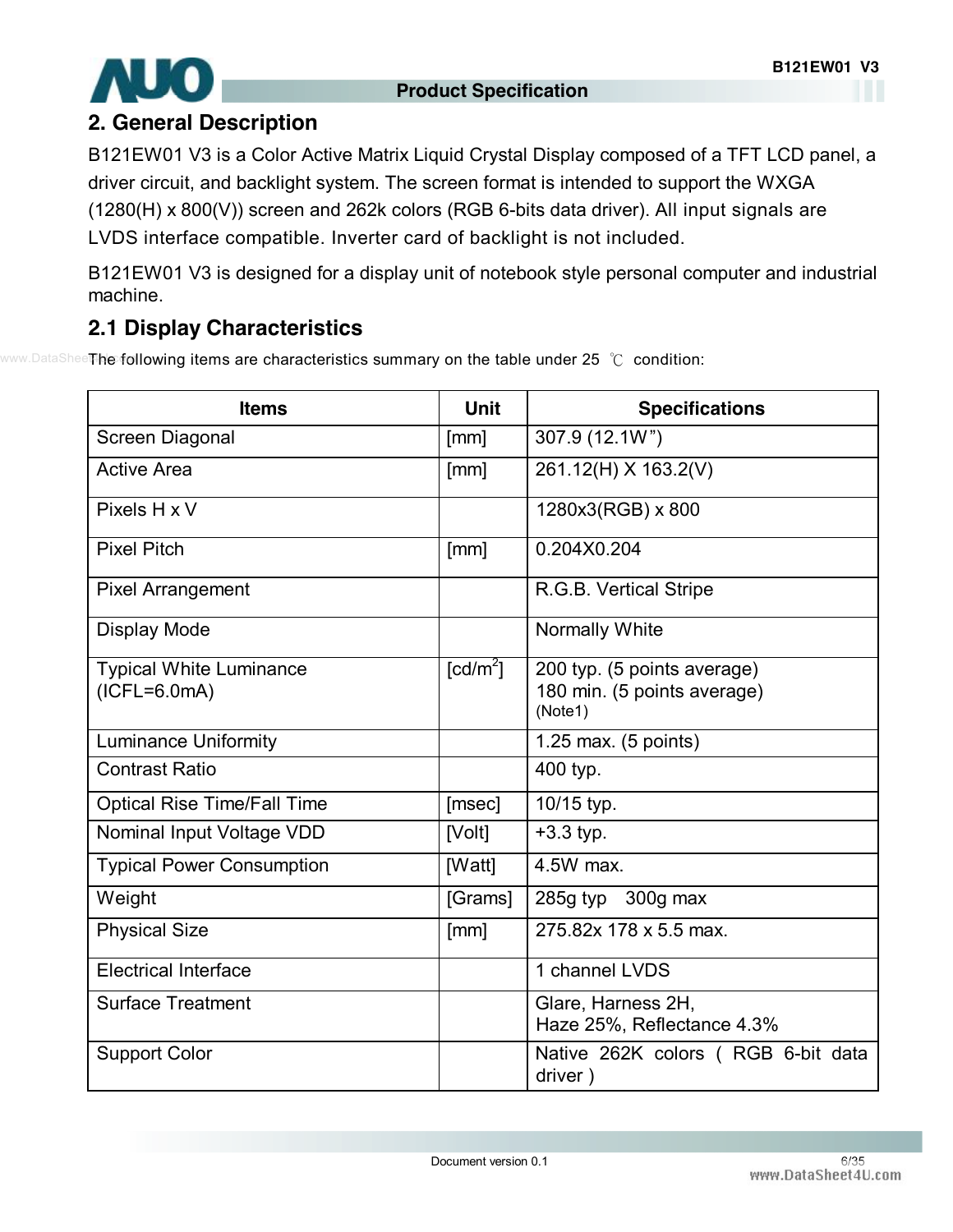## 2. General Description

B121EW01 V3 is a Color Active Matrix Liquid Crystal Display composed of a TFT LCD panel, a driver circuit, and backlight system. The screen format is intended to support the WXGA (1280(H) x 800(V)) screen and 262k colors (RGB 6-bits data driver). All input signals are LVDS interface compatible. Inverter card of backlight is not included.

B121EW01 V3 is designed for a display unit of notebook style personal computer and industrial machine.

### 2.1 Display Characteristics

The following items are characteristics summary on the table under 25 ℃ condition:

| Items | Unit | Specifications |
|---|---|---|
| Screen Diagonal | [mm] | 307.9 (12.1W") |
| Active Area | [mm] | 261.12(H) X 163.2(V) |
| Pixels H x V | | 1280x3(RGB) x 800 |
| Pixel Pitch | [mm] | 0.204X0.204 |
| Pixel Arrangement | | R.G.B. Vertical Stripe |
| Display Mode | | Normally White |
| Typical White Luminance (ICFL=6.0mA) | [cd/m$^2$] | 200 typ. (5 points average)<br>180 min. (5 points average)<br>(Note1) |
| Luminance Uniformity | | 1.25 max. (5 points) |
| Contrast Ratio | | 400 typ. |
| Optical Rise Time/Fall Time | [msec] | 10/15 typ. |
| Nominal Input Voltage VDD | [Volt] | +3.3 typ. |
| Typical Power Consumption | [Watt] | 4.5W max. |
| Weight | [Grams] | 285g typ 300g max |
| Physical Size | [mm] | 275.82x 178 x 5.5 max. |
| Electrical Interface | | 1 channel LVDS |
| Surface Treatment | | Glare, Harness 2H,<br>Haze 25%, Reflectance 4.3% |
| Support Color | | Native 262K colors ( RGB 6-bit data driver ) |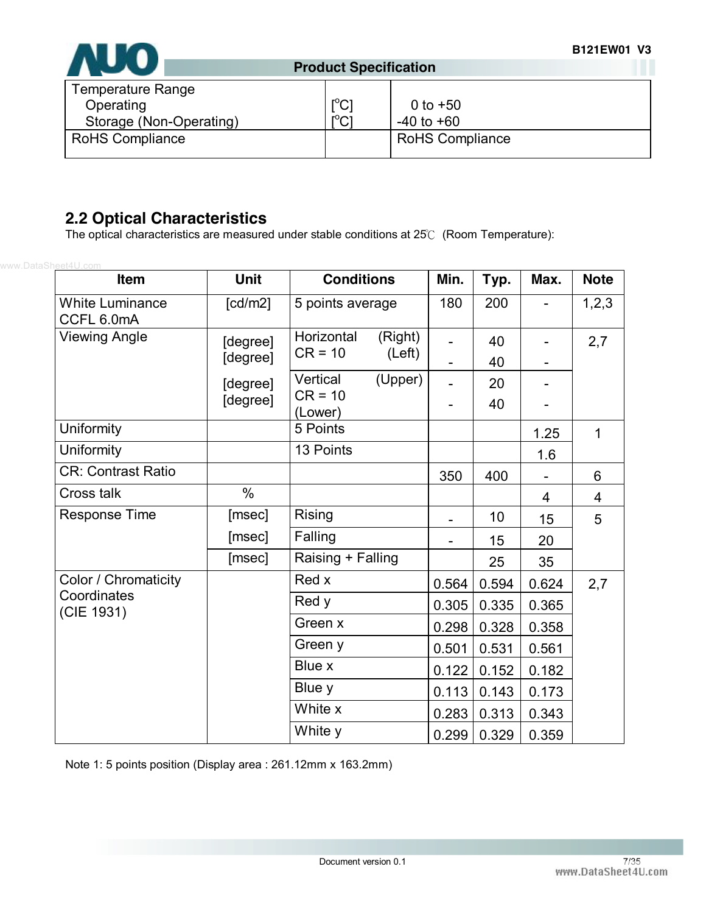| Temperature Range | | |
|---|---|---|
| Operating | [°C] | 0 to +50 |
| Storage (Non-Operating) | [°C] | -40 to +60 |
| RoHS Compliance | | RoHS Compliance |

## 2.2 Optical Characteristics

The optical characteristics are measured under stable conditions at 25℃ (Room Temperature):

| Item | Unit | Conditions | Min. | Typ. | Max. | Note |
|---|---|---|---|---|---|---|
| White Luminance CCFL 6.0mA | [cd/m2] | 5 points average | 180 | 200 | - | 1,2,3 |
| Viewing Angle | [degree] | Horizontal CR = 10 (Right) | - | 40 | - | 2,7 |
| | [degree] | Horizontal CR = 10 (Left) | - | 40 | - | |
| | [degree] | Vertical CR = 10 (Upper) | - | 20 | - | |
| | [degree] | Vertical CR = 10 (Lower) | - | 40 | - | |
| Uniformity | | 5 Points | | | 1.25 | 1 |
| Uniformity | | 13 Points | | | 1.6 | |
| CR: Contrast Ratio | | | 350 | 400 | - | 6 |
| Cross talk | % | | | | 4 | 4 |
| Response Time | [msec] | Rising | - | 10 | 15 | 5 |
| | [msec] | Falling | - | 15 | 20 | |
| | [msec] | Raising + Falling | | 25 | 35 | |
| Color / Chromaticity Coordinates (CIE 1931) | | Red x | 0.564 | 0.594 | 0.624 | 2,7 |
| | | Red y | 0.305 | 0.335 | 0.365 | |
| | | Green x | 0.298 | 0.328 | 0.358 | |
| | | Green y | 0.501 | 0.531 | 0.561 | |
| | | Blue x | 0.122 | 0.152 | 0.182 | |
| | | Blue y | 0.113 | 0.143 | 0.173 | |
| | | White x | 0.283 | 0.313 | 0.343 | |
| | | White y | 0.299 | 0.329 | 0.359 | |

Note 1: 5 points position (Display area : 261.12mm x 163.2mm)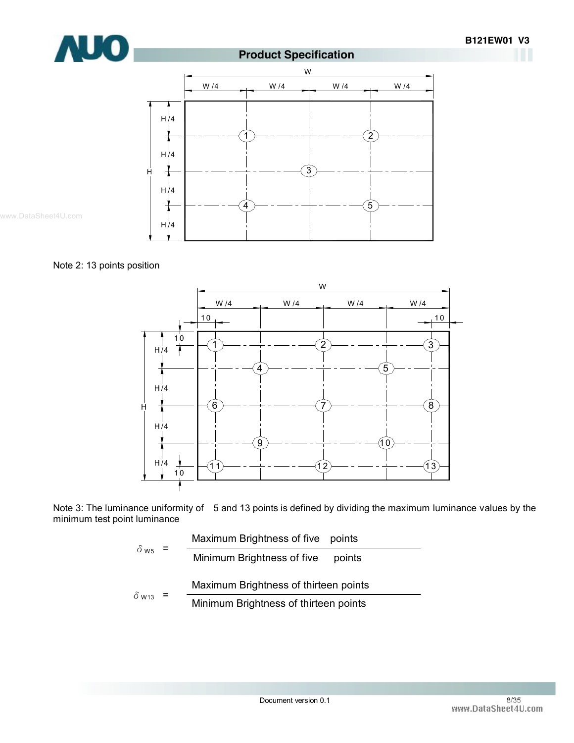Note 2: 13 points position

Note 3: The luminance uniformity of 5 and 13 points is defined by dividing the maximum luminance values by the minimum test point luminance

$$\delta_{W5} = \frac{\text{Maximum Brightness of five points}}{\text{Minimum Brightness of five points}}$$

$$\delta_{W13} = \frac{\text{Maximum Brightness of thirteen points}}{\text{Minimum Brightness of thirteen points}}$$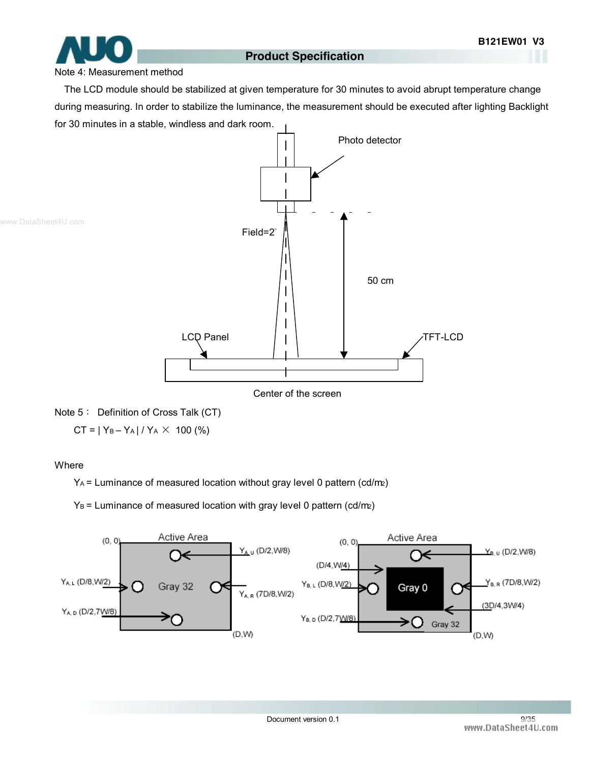Note 4: Measurement method

The LCD module should be stabilized at given temperature for 30 minutes to avoid abrupt temperature change during measuring. In order to stabilize the luminance, the measurement should be executed after lighting Backlight for 30 minutes in a stable, windless and dark room.

Photo detector

Field=2°

50 cm

LCD Panel

TFT-LCD

Center of the screen

Note 5： Definition of Cross Talk (CT)

$CT = | Y_B - Y_A | / Y_A \times 100\ (\%)$

Where

$Y_A$ = Luminance of measured location without gray level 0 pattern (cd/m²)

$Y_B$ = Luminance of measured location with gray level 0 pattern (cd/m²)

Active Area

(0, 0)

$Y_{A,U}$ (D/2,W/8)

$Y_{A,L}$ (D/8,W/2)

Gray 32

$Y_{A,R}$ (7D/8,W/2)

$Y_{A,D}$ (D/2,7W/8)

(D,W)

Active Area

(0, 0)

$Y_{B,U}$ (D/2,W/8)

(D/4,W/4)

$Y_{B,L}$ (D/8,W/2)

Gray 0

$Y_{B,R}$ (7D/8,W/2)

(3D/4,3W/4)

$Y_{B,D}$ (D/2,7W/8)

Gray 32

(D,W)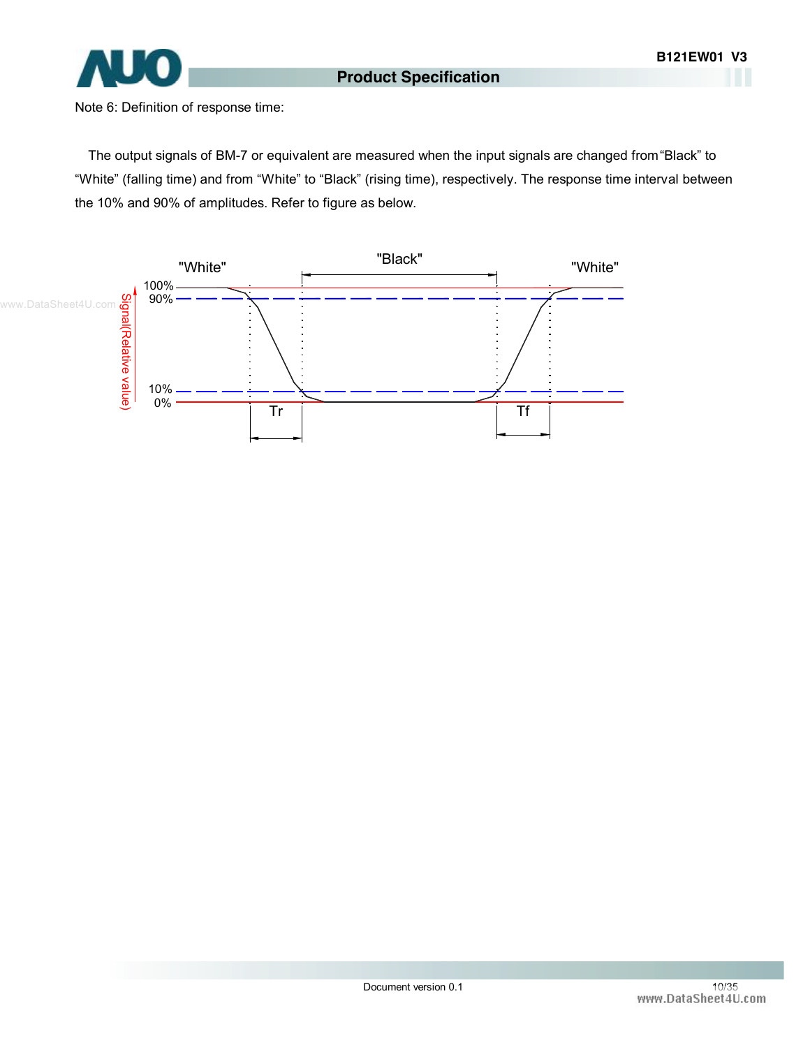Note 6: Definition of response time:

The output signals of BM-7 or equivalent are measured when the input signals are changed from "Black" to "White" (falling time) and from "White" to "Black" (rising time), respectively. The response time interval between the 10% and 90% of amplitudes. Refer to figure as below.

"White" "Black" "White"

100%
90%
10%
0%

Signal(Relative value)

Tr Tf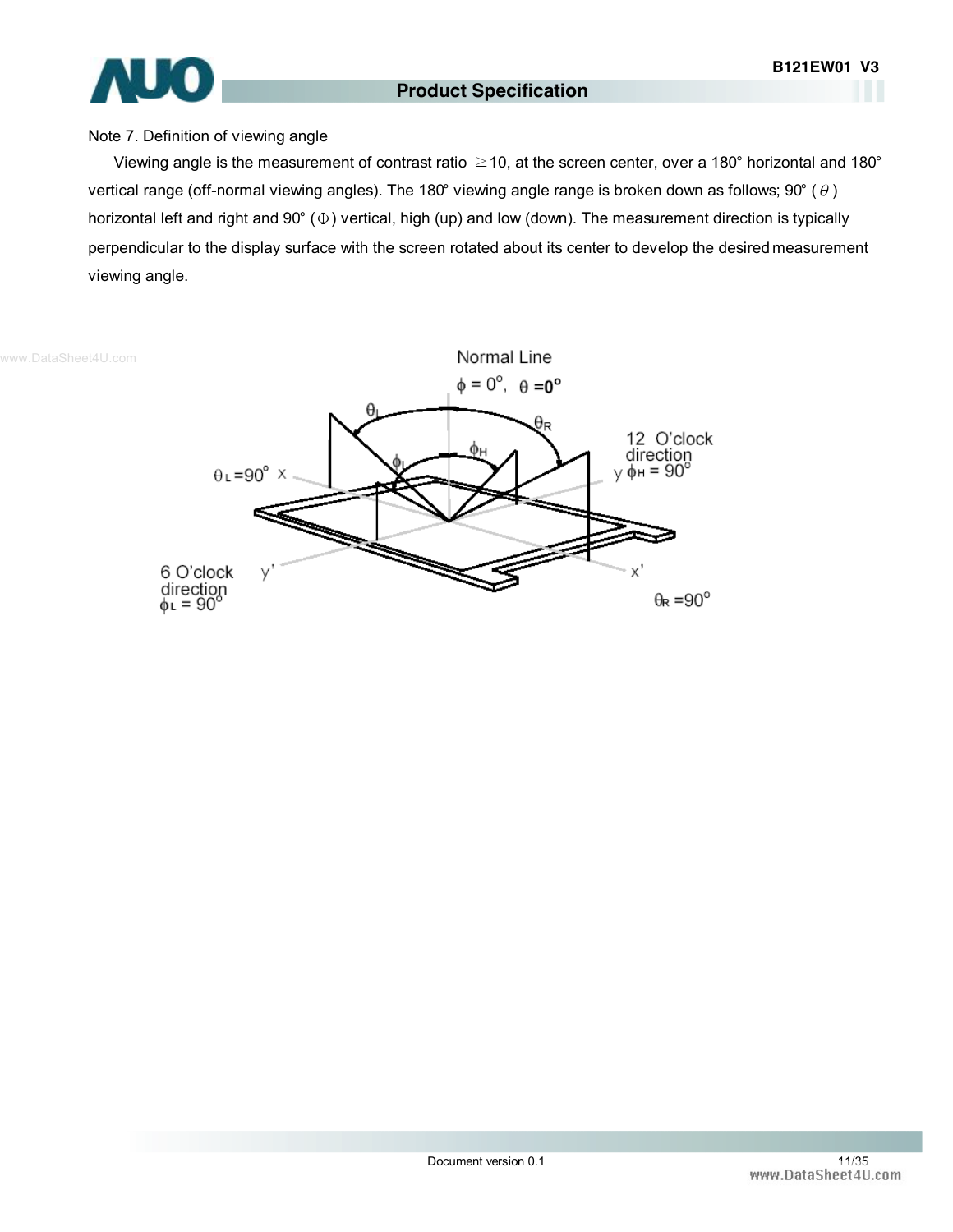Note 7. Definition of viewing angle

Viewing angle is the measurement of contrast ratio ≧10, at the screen center, over a 180° horizontal and 180° vertical range (off-normal viewing angles). The 180° viewing angle range is broken down as follows; 90° ($\theta$) horizontal left and right and 90° ($\Phi$) vertical, high (up) and low (down). The measurement direction is typically perpendicular to the display surface with the screen rotated about its center to develop the desired measurement viewing angle.

Normal Line

$\phi = 0^\circ$, $\theta = 0^\circ$

$\theta_L$ &nbsp; $\theta_R$ &nbsp; $\phi_H$ &nbsp; $\phi_L$

$\theta_L = 90^\circ$ x

12 O'clock direction

y $\phi_H = 90^\circ$

6 O'clock direction

$\phi_L = 90^\circ$

y' &nbsp; x'

$\theta_R = 90^\circ$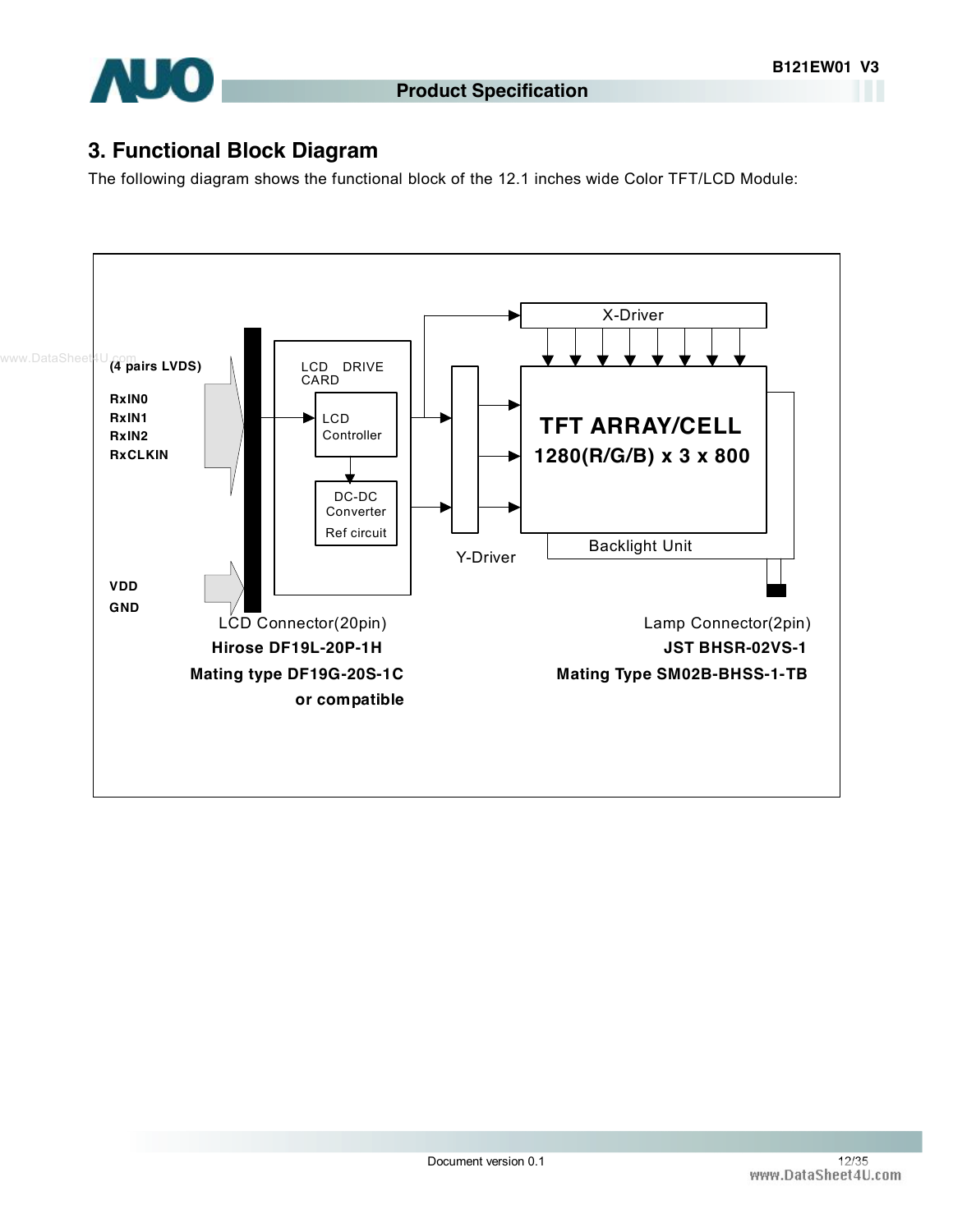## 3. Functional Block Diagram

The following diagram shows the functional block of the 12.1 inches wide Color TFT/LCD Module:

(4 pairs LVDS)

RxIN0
RxIN1
RxIN2
RxCLKIN

VDD
GND

LCD DRIVE CARD

LCD Controller

DC-DC Converter
Ref circuit

X-Driver

Y-Driver

**TFT ARRAY/CELL**
**1280(R/G/B) x 3 x 800**

Backlight Unit

LCD Connector(20pin)
**Hirose DF19L-20P-1H**
**Mating type DF19G-20S-1C**
**or compatible**

Lamp Connector(2pin)
**JST BHSR-02VS-1**
**Mating Type SM02B-BHSS-1-TB**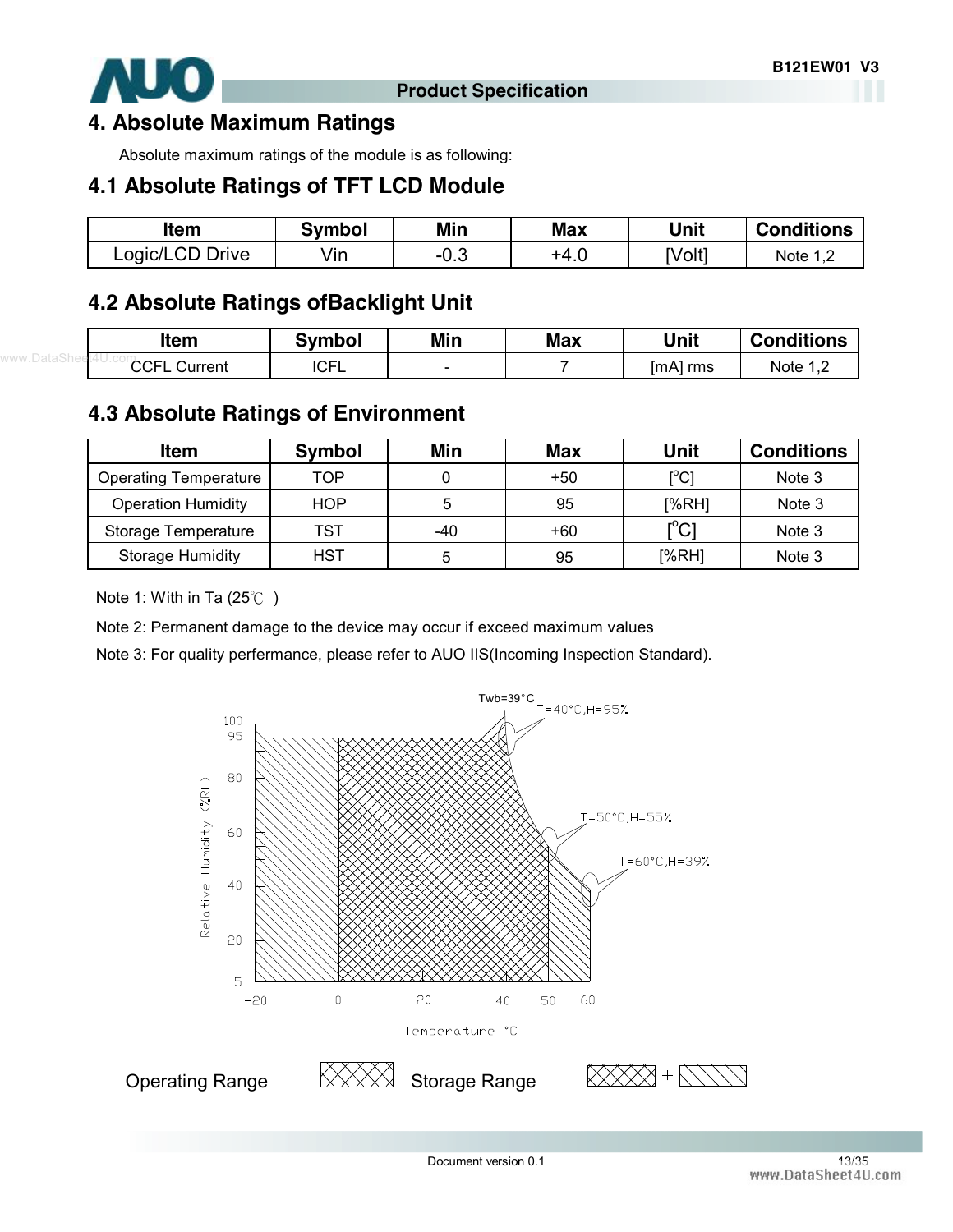# 4. Absolute Maximum Ratings

Absolute maximum ratings of the module is as following:

## 4.1 Absolute Ratings of TFT LCD Module

| Item | Symbol | Min | Max | Unit | Conditions |
|---|---|---|---|---|---|
| Logic/LCD Drive | Vin | -0.3 | +4.0 | [Volt] | Note 1,2 |

## 4.2 Absolute Ratings ofBacklight Unit

| Item | Symbol | Min | Max | Unit | Conditions |
|---|---|---|---|---|---|
| CCFL Current | ICFL | - | 7 | [mA] rms | Note 1,2 |

## 4.3 Absolute Ratings of Environment

| Item | Symbol | Min | Max | Unit | Conditions |
|---|---|---|---|---|---|
| Operating Temperature | TOP | 0 | +50 | [°C] | Note 3 |
| Operation Humidity | HOP | 5 | 95 | [%RH] | Note 3 |
| Storage Temperature | TST | -40 | +60 | [°C] | Note 3 |
| Storage Humidity | HST | 5 | 95 | [%RH] | Note 3 |

Note 1: With in Ta (25℃ )

Note 2: Permanent damage to the device may occur if exceed maximum values

Note 3: For quality perfermance, please refer to AUO IIS(Incoming Inspection Standard).

Twb=39°C

T=40°C,H=95%

T=50°C,H=55%

T=60°C,H=39%

Relative Humidity (%RH)

Temperature °C

Operating Range

Storage Range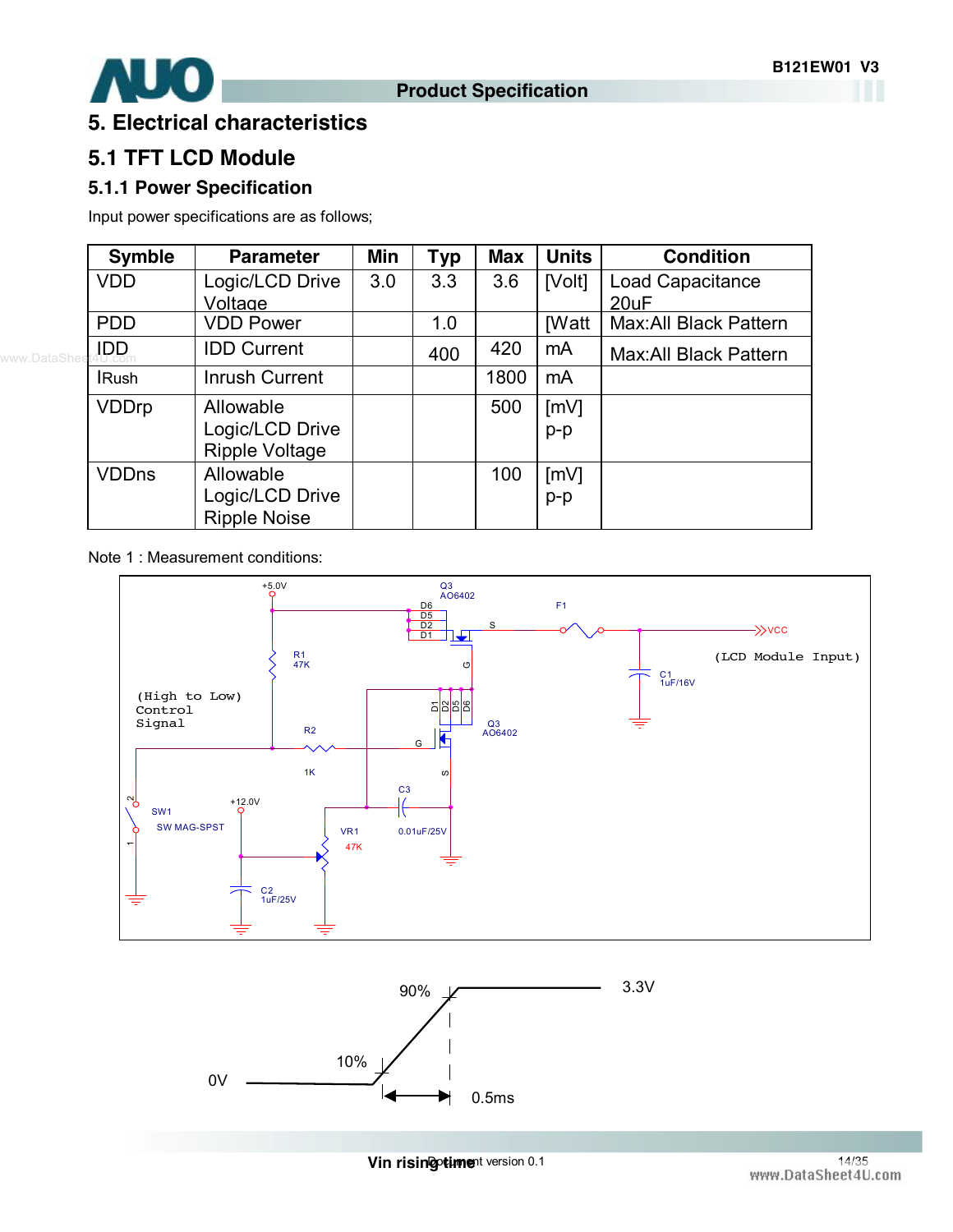# 5. Electrical characteristics

## 5.1 TFT LCD Module

### 5.1.1 Power Specification

Input power specifications are as follows;

| Symble | Parameter | Min | Typ | Max | Units | Condition |
|---|---|---|---|---|---|---|
| VDD | Logic/LCD Drive Voltage | 3.0 | 3.3 | 3.6 | [Volt] | Load Capacitance 20uF |
| PDD | VDD Power | | 1.0 | | [Watt | Max:All Black Pattern |
| IDD | IDD Current | | 400 | 420 | mA | Max:All Black Pattern |
| IRush | Inrush Current | | | 1800 | mA | |
| VDDrp | Allowable Logic/LCD Drive Ripple Voltage | | | 500 | [mV] p-p | |
| VDDns | Allowable Logic/LCD Drive Ripple Noise | | | 100 | [mV] p-p | |

Note 1 : Measurement conditions:

Vin rising time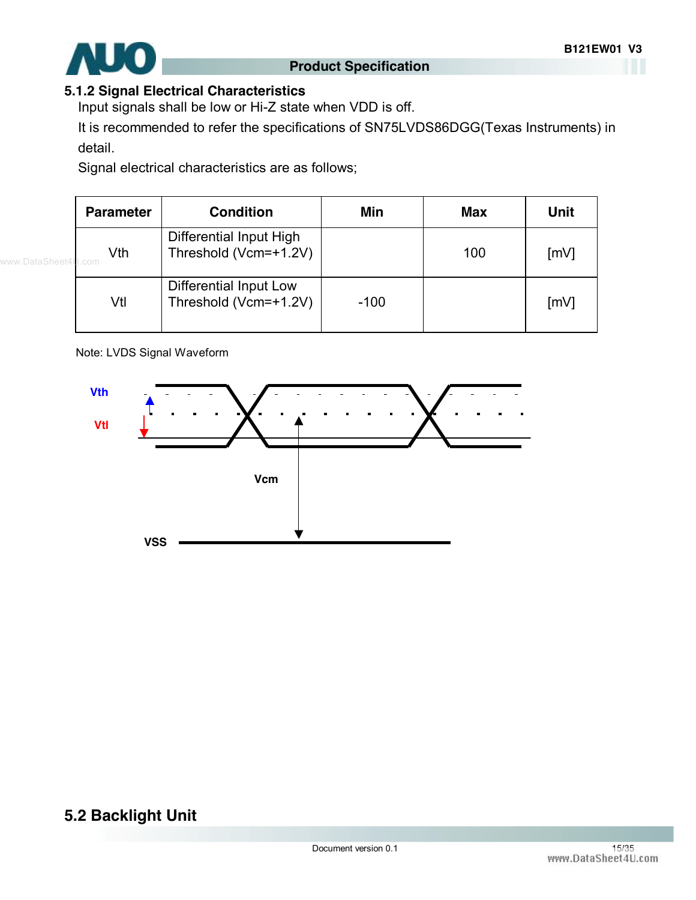### 5.1.2 Signal Electrical Characteristics

Input signals shall be low or Hi-Z state when VDD is off.

It is recommended to refer the specifications of SN75LVDS86DGG(Texas Instruments) in detail.

Signal electrical characteristics are as follows;

| Parameter | Condition | Min | Max | Unit |
|---|---|---|---|---|
| Vth | Differential Input High Threshold (Vcm=+1.2V) | | 100 | [mV] |
| Vtl | Differential Input Low Threshold (Vcm=+1.2V) | -100 | | [mV] |

Note: LVDS Signal Waveform

Vth

Vtl

Vcm

VSS

## 5.2 Backlight Unit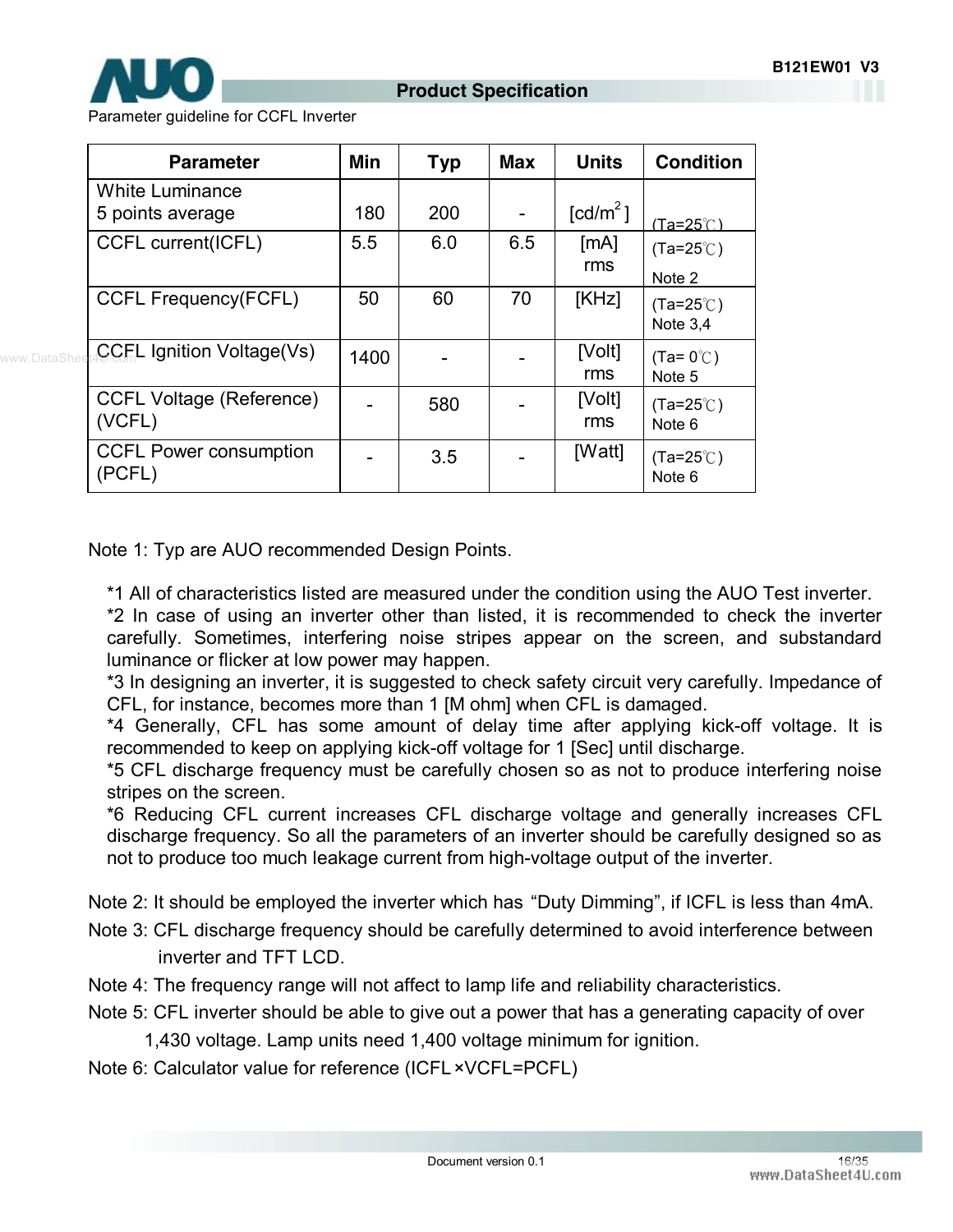Parameter guideline for CCFL Inverter

| Parameter | Min | Typ | Max | Units | Condition |
|---|---|---|---|---|---|
| White Luminance 5 points average | 180 | 200 | - | [cd/m²] | (Ta=25℃) |
| CCFL current(ICFL) | 5.5 | 6.0 | 6.5 | [mA] rms | (Ta=25℃) Note 2 |
| CCFL Frequency(FCFL) | 50 | 60 | 70 | [KHz] | (Ta=25℃) Note 3,4 |
| CCFL Ignition Voltage(Vs) | 1400 | - | - | [Volt] rms | (Ta= 0℃) Note 5 |
| CCFL Voltage (Reference) (VCFL) | - | 580 | - | [Volt] rms | (Ta=25℃) Note 6 |
| CCFL Power consumption (PCFL) | - | 3.5 | - | [Watt] | (Ta=25℃) Note 6 |

Note 1: Typ are AUO recommended Design Points.

*1 All of characteristics listed are measured under the condition using the AUO Test inverter.
*2 In case of using an inverter other than listed, it is recommended to check the inverter carefully. Sometimes, interfering noise stripes appear on the screen, and substandard luminance or flicker at low power may happen.
*3 In designing an inverter, it is suggested to check safety circuit very carefully. Impedance of CFL, for instance, becomes more than 1 [M ohm] when CFL is damaged.
*4 Generally, CFL has some amount of delay time after applying kick-off voltage. It is recommended to keep on applying kick-off voltage for 1 [Sec] until discharge.
*5 CFL discharge frequency must be carefully chosen so as not to produce interfering noise stripes on the screen.
*6 Reducing CFL current increases CFL discharge voltage and generally increases CFL discharge frequency. So all the parameters of an inverter should be carefully designed so as not to produce too much leakage current from high-voltage output of the inverter.

Note 2: It should be employed the inverter which has "Duty Dimming", if ICFL is less than 4mA.

Note 3: CFL discharge frequency should be carefully determined to avoid interference between inverter and TFT LCD.

Note 4: The frequency range will not affect to lamp life and reliability characteristics.

Note 5: CFL inverter should be able to give out a power that has a generating capacity of over 1,430 voltage. Lamp units need 1,400 voltage minimum for ignition.

Note 6: Calculator value for reference (ICFL×VCFL=PCFL)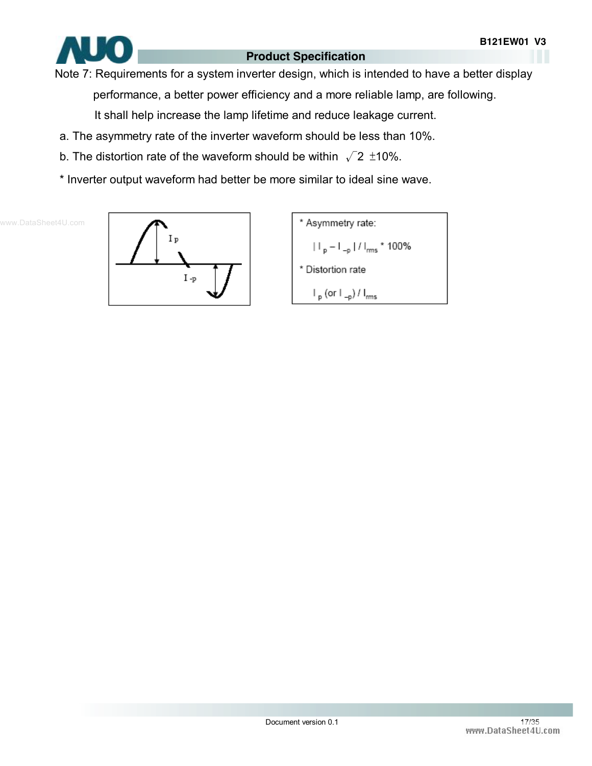Note 7: Requirements for a system inverter design, which is intended to have a better display performance, a better power efficiency and a more reliable lamp, are following. It shall help increase the lamp lifetime and reduce leakage current.

a. The asymmetry rate of the inverter waveform should be less than 10%.

b. The distortion rate of the waveform should be within $\sqrt{2}$ ±10%.

* Inverter output waveform had better be more similar to ideal sine wave.

* Asymmetry rate:

$| I_p - I_{-p} | / I_{rms} * 100\%$

* Distortion rate

$I_p$ (or $I_{-p}$) / $I_{rms}$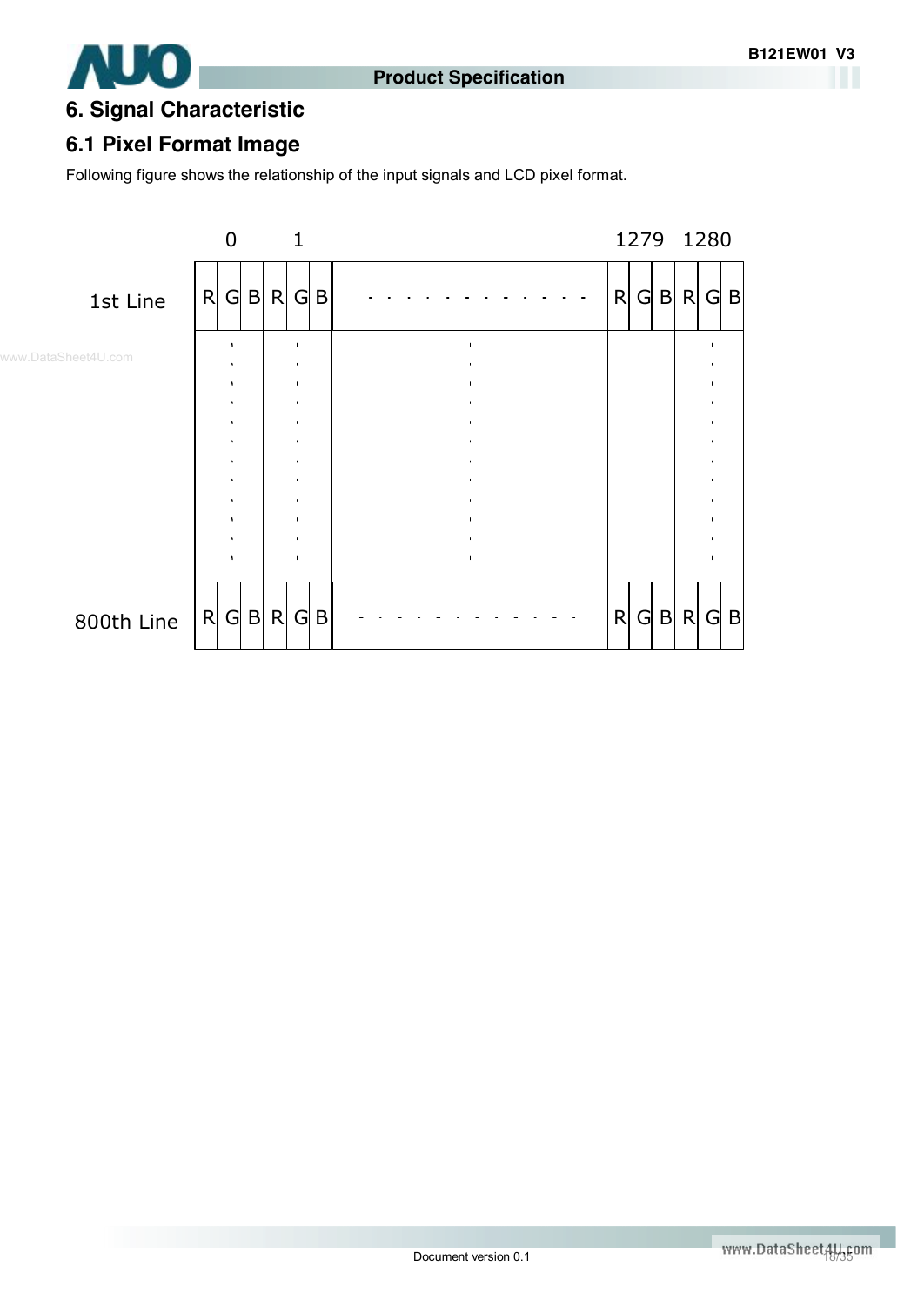## 6. Signal Characteristic

### 6.1 Pixel Format Image

Following figure shows the relationship of the input signals and LCD pixel format.

| | 0 | | | 1 | | | | 1279 | | | 1280 | | |
|---|---|---|---|---|---|---|---|---|---|---|---|---|---|
| 1st Line | R | G | B | R | G | B | - - - - - - - - - - - - | R | G | B | R | G | B |
| | : | | | : | | | : | : | | | : | | |
| 800th Line | R | G | B | R | G | B | - - - - - - - - - - - - | R | G | B | R | G | B |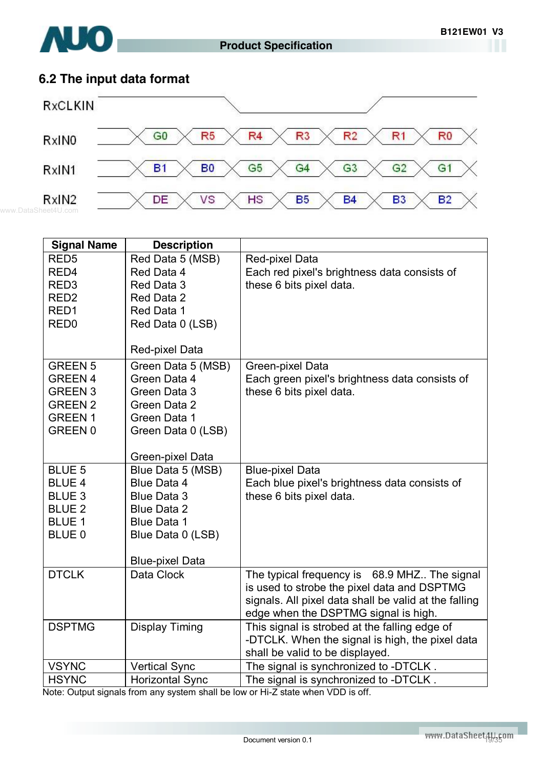## 6.2 The input data format

RxCLKIN

| RxIN0 | G0 | R5 | R4 | R3 | R2 | R1 | R0 |
|---|---|---|---|---|---|---|---|
| RxIN1 | B1 | B0 | G5 | G4 | G3 | G2 | G1 |
| RxIN2 | DE | VS | HS | B5 | B4 | B3 | B2 |

| Signal Name | Description | |
|---|---|---|
| RED5<br>RED4<br>RED3<br>RED2<br>RED1<br>RED0 | Red Data 5 (MSB)<br>Red Data 4<br>Red Data 3<br>Red Data 2<br>Red Data 1<br>Red Data 0 (LSB)<br><br>Red-pixel Data | Red-pixel Data<br>Each red pixel's brightness data consists of these 6 bits pixel data. |
| GREEN 5<br>GREEN 4<br>GREEN 3<br>GREEN 2<br>GREEN 1<br>GREEN 0 | Green Data 5 (MSB)<br>Green Data 4<br>Green Data 3<br>Green Data 2<br>Green Data 1<br>Green Data 0 (LSB)<br><br>Green-pixel Data | Green-pixel Data<br>Each green pixel's brightness data consists of these 6 bits pixel data. |
| BLUE 5<br>BLUE 4<br>BLUE 3<br>BLUE 2<br>BLUE 1<br>BLUE 0 | Blue Data 5 (MSB)<br>Blue Data 4<br>Blue Data 3<br>Blue Data 2<br>Blue Data 1<br>Blue Data 0 (LSB)<br><br>Blue-pixel Data | Blue-pixel Data<br>Each blue pixel's brightness data consists of these 6 bits pixel data. |
| DTCLK | Data Clock | The typical frequency is 68.9 MHZ.. The signal is used to strobe the pixel data and DSPTMG signals. All pixel data shall be valid at the falling edge when the DSPTMG signal is high. |
| DSPTMG | Display Timing | This signal is strobed at the falling edge of -DTCLK. When the signal is high, the pixel data shall be valid to be displayed. |
| VSYNC | Vertical Sync | The signal is synchronized to -DTCLK . |
| HSYNC | Horizontal Sync | The signal is synchronized to -DTCLK . |

Note: Output signals from any system shall be low or Hi-Z state when VDD is off.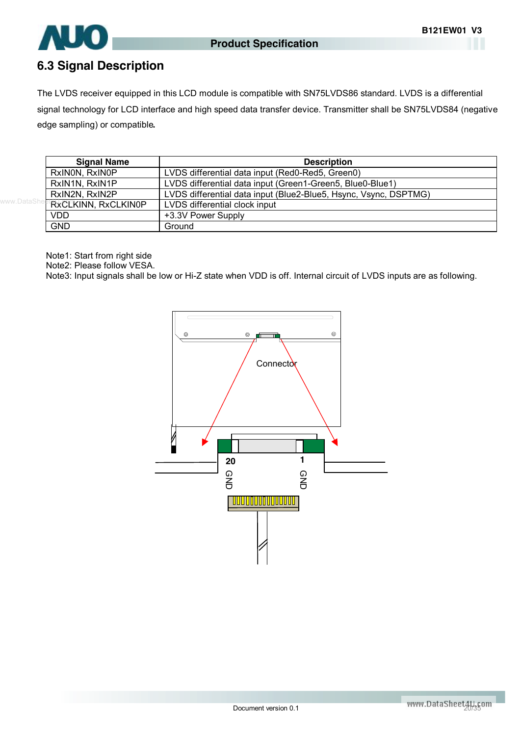## 6.3 Signal Description

The LVDS receiver equipped in this LCD module is compatible with SN75LVDS86 standard. LVDS is a differential signal technology for LCD interface and high speed data transfer device. Transmitter shall be SN75LVDS84 (negative edge sampling) or compatible.

| Signal Name | Description |
|---|---|
| RxIN0N, RxIN0P | LVDS differential data input (Red0-Red5, Green0) |
| RxIN1N, RxIN1P | LVDS differential data input (Green1-Green5, Blue0-Blue1) |
| RxIN2N, RxIN2P | LVDS differential data input (Blue2-Blue5, Hsync, Vsync, DSPTMG) |
| RxCLKINN, RxCLKIN0P | LVDS differential clock input |
| VDD | +3.3V Power Supply |
| GND | Ground |

Note1: Start from right side
Note2: Please follow VESA.
Note3: Input signals shall be low or Hi-Z state when VDD is off. Internal circuit of LVDS inputs are as following.

Connector

20 GND 1 GND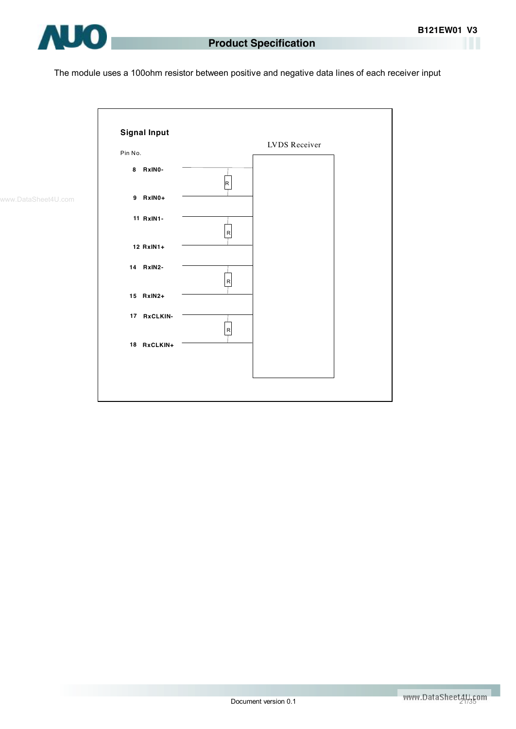The module uses a 100ohm resistor between positive and negative data lines of each receiver input

**Signal Input**

LVDS Receiver

Pin No.

8 RxIN0-

R

9 RxIN0+

11 RxIN1-

R

12 RxIN1+

14 RxIN2-

R

15 RxIN2+

17 RxCLKIN-

R

18 RxCLKIN+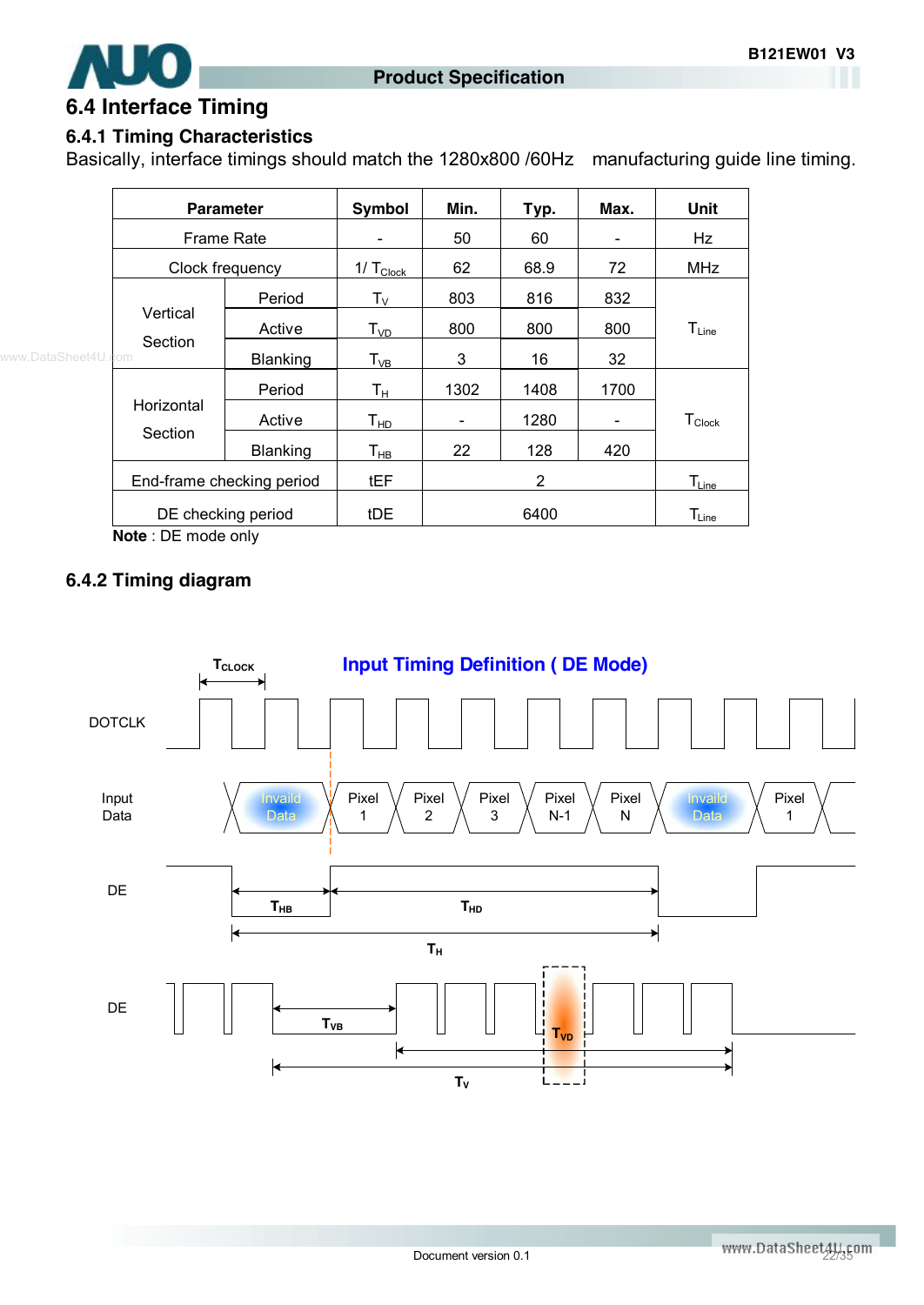## 6.4 Interface Timing

### 6.4.1 Timing Characteristics

Basically, interface timings should match the 1280x800 /60Hz manufacturing guide line timing.

| Parameter | | Symbol | Min. | Typ. | Max. | Unit |
|---|---|---|---|---|---|---|
| Frame Rate | | - | 50 | 60 | - | Hz |
| Clock frequency | | $1/T_{Clock}$ | 62 | 68.9 | 72 | MHz |
| Vertical Section | Period | $T_V$ | 803 | 816 | 832 | $T_{Line}$ |
| | Active | $T_{VD}$ | 800 | 800 | 800 | |
| | Blanking | $T_{VB}$ | 3 | 16 | 32 | |
| Horizontal Section | Period | $T_H$ | 1302 | 1408 | 1700 | $T_{Clock}$ |
| | Active | $T_{HD}$ | - | 1280 | - | |
| | Blanking | $T_{HB}$ | 22 | 128 | 420 | |
| End-frame checking period | | tEF | | 2 | | $T_{Line}$ |
| DE checking period | | tDE | | 6400 | | $T_{Line}$ |

**Note** : DE mode only

### 6.4.2 Timing diagram

**Input Timing Definition ( DE Mode)**

$T_{CLOCK}$

DOTCLK

Input Data: Invaild Data | Pixel 1 | Pixel 2 | Pixel 3 | Pixel N-1 | Pixel N | Invaild Data | Pixel 1

DE: $T_{HB}$, $T_{HD}$, $T_H$

DE: $T_{VB}$, $T_{VD}$, $T_V$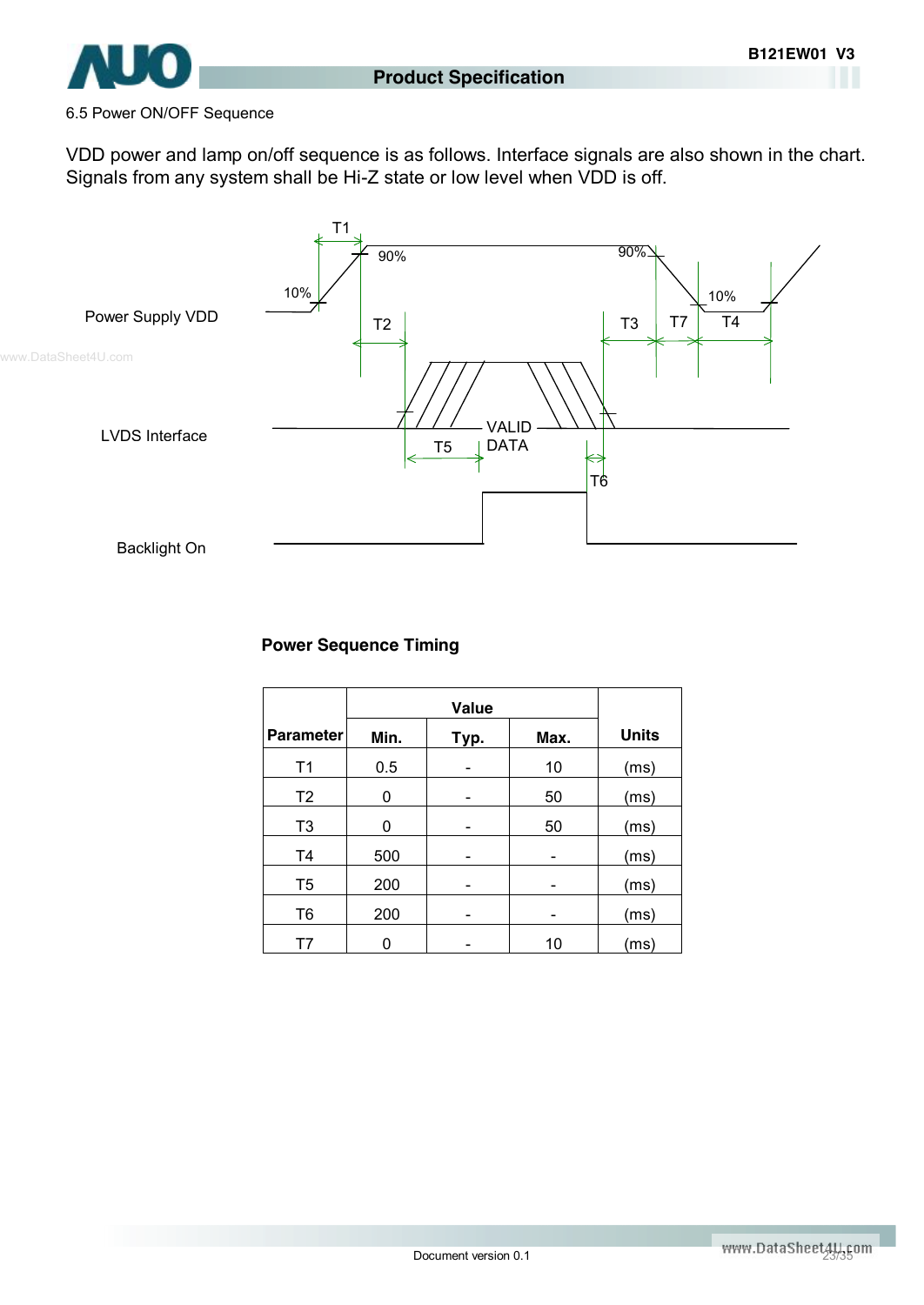6.5 Power ON/OFF Sequence

VDD power and lamp on/off sequence is as follows. Interface signals are also shown in the chart. Signals from any system shall be Hi-Z state or low level when VDD is off.

Power Supply VDD

LVDS Interface

Backlight On

T1 T2 T3 T4 T5 T6 T7 90% 10% VALID DATA

**Power Sequence Timing**

| Parameter | Value | | | Units |
|---|---|---|---|---|
| | Min. | Typ. | Max. | |
| T1 | 0.5 | - | 10 | (ms) |
| T2 | 0 | - | 50 | (ms) |
| T3 | 0 | - | 50 | (ms) |
| T4 | 500 | - | - | (ms) |
| T5 | 200 | - | - | (ms) |
| T6 | 200 | - | - | (ms) |
| T7 | 0 | - | 10 | (ms) |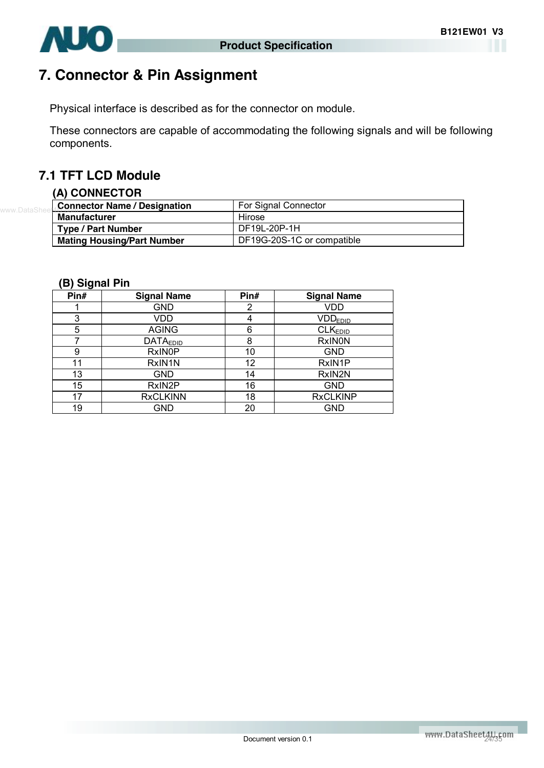# 7. Connector & Pin Assignment

Physical interface is described as for the connector on module.

These connectors are capable of accommodating the following signals and will be following components.

## 7.1 TFT LCD Module

### (A) CONNECTOR

| Connector Name / Designation | For Signal Connector |
|---|---|
| **Manufacturer** | Hirose |
| **Type / Part Number** | DF19L-20P-1H |
| **Mating Housing/Part Number** | DF19G-20S-1C or compatible |

### (B) Signal Pin

| Pin# | Signal Name | Pin# | Signal Name |
|---|---|---|---|
| 1 | GND | 2 | VDD |
| 3 | VDD | 4 | $VDD_{EDID}$ |
| 5 | AGING | 6 | $CLK_{EDID}$ |
| 7 | $DATA_{EDID}$ | 8 | RxIN0N |
| 9 | RxIN0P | 10 | GND |
| 11 | RxIN1N | 12 | RxIN1P |
| 13 | GND | 14 | RxIN2N |
| 15 | RxIN2P | 16 | GND |
| 17 | RxCLKINN | 18 | RxCLKINP |
| 19 | GND | 20 | GND |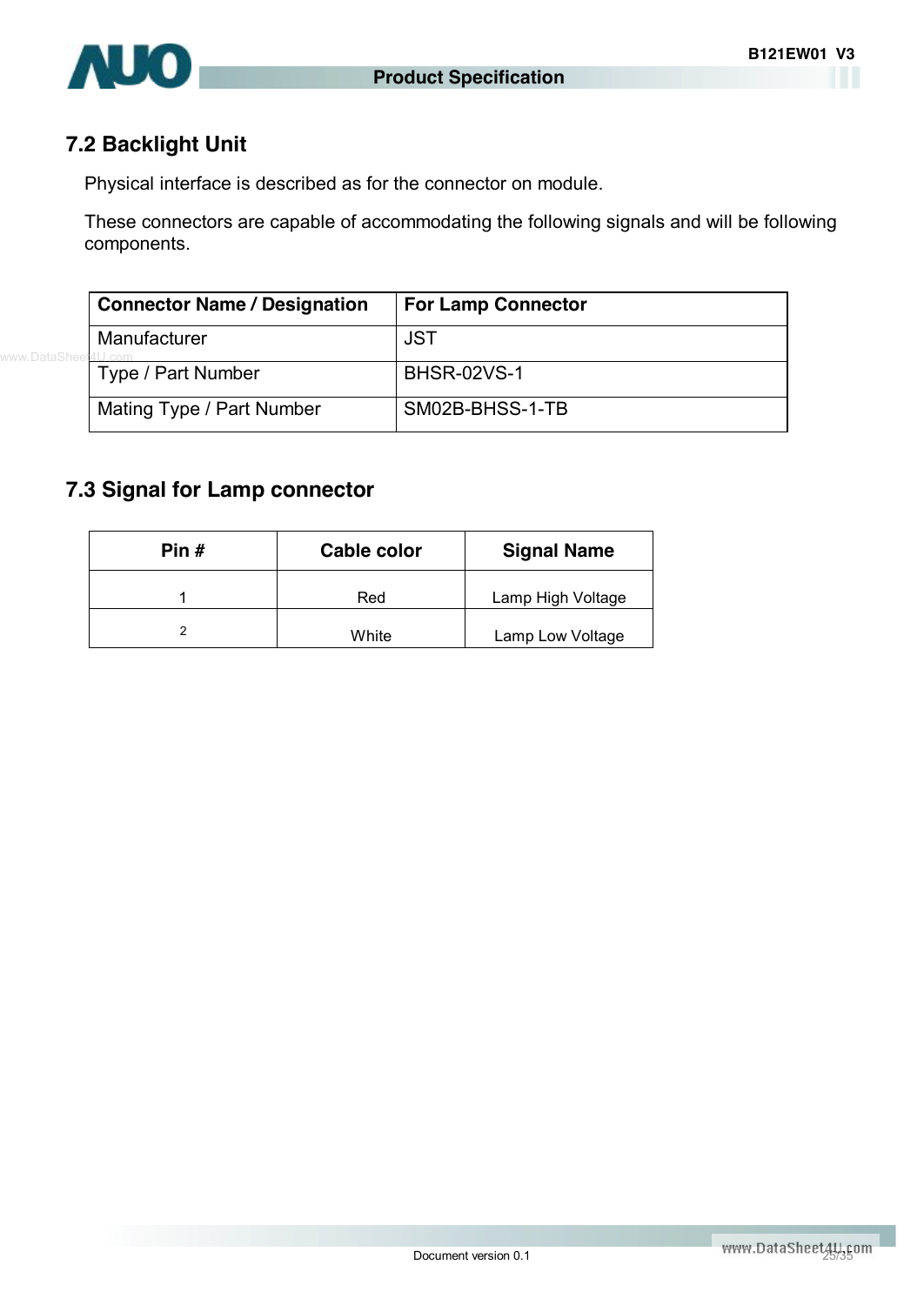## 7.2 Backlight Unit

Physical interface is described as for the connector on module.

These connectors are capable of accommodating the following signals and will be following components.

| Connector Name / Designation | For Lamp Connector |
|---|---|
| Manufacturer | JST |
| Type / Part Number | BHSR-02VS-1 |
| Mating Type / Part Number | SM02B-BHSS-1-TB |

## 7.3 Signal for Lamp connector

| Pin # | Cable color | Signal Name |
|---|---|---|
| 1 | Red | Lamp High Voltage |
| 2 | White | Lamp Low Voltage |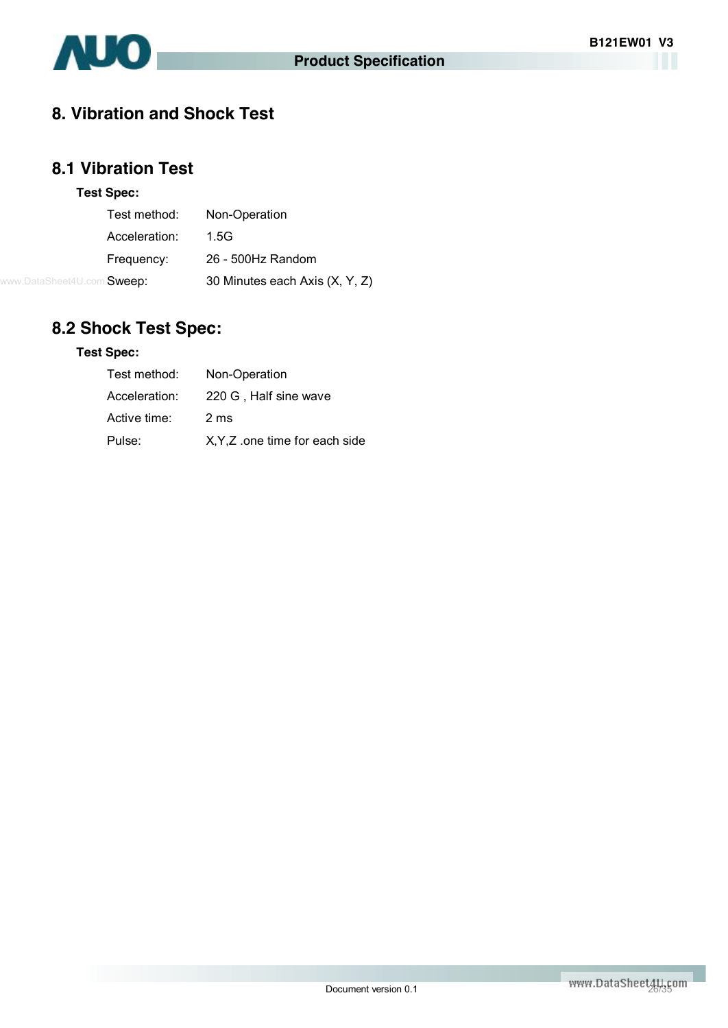# 8. Vibration and Shock Test

## 8.1 Vibration Test

**Test Spec:**

| | |
|---|---|
| Test method: | Non-Operation |
| Acceleration: | 1.5G |
| Frequency: | 26 - 500Hz Random |
| Sweep: | 30 Minutes each Axis (X, Y, Z) |

## 8.2 Shock Test Spec:

**Test Spec:**

| | |
|---|---|
| Test method: | Non-Operation |
| Acceleration: | 220 G , Half sine wave |
| Active time: | 2 ms |
| Pulse: | X,Y,Z .one time for each side |

Document version 0.1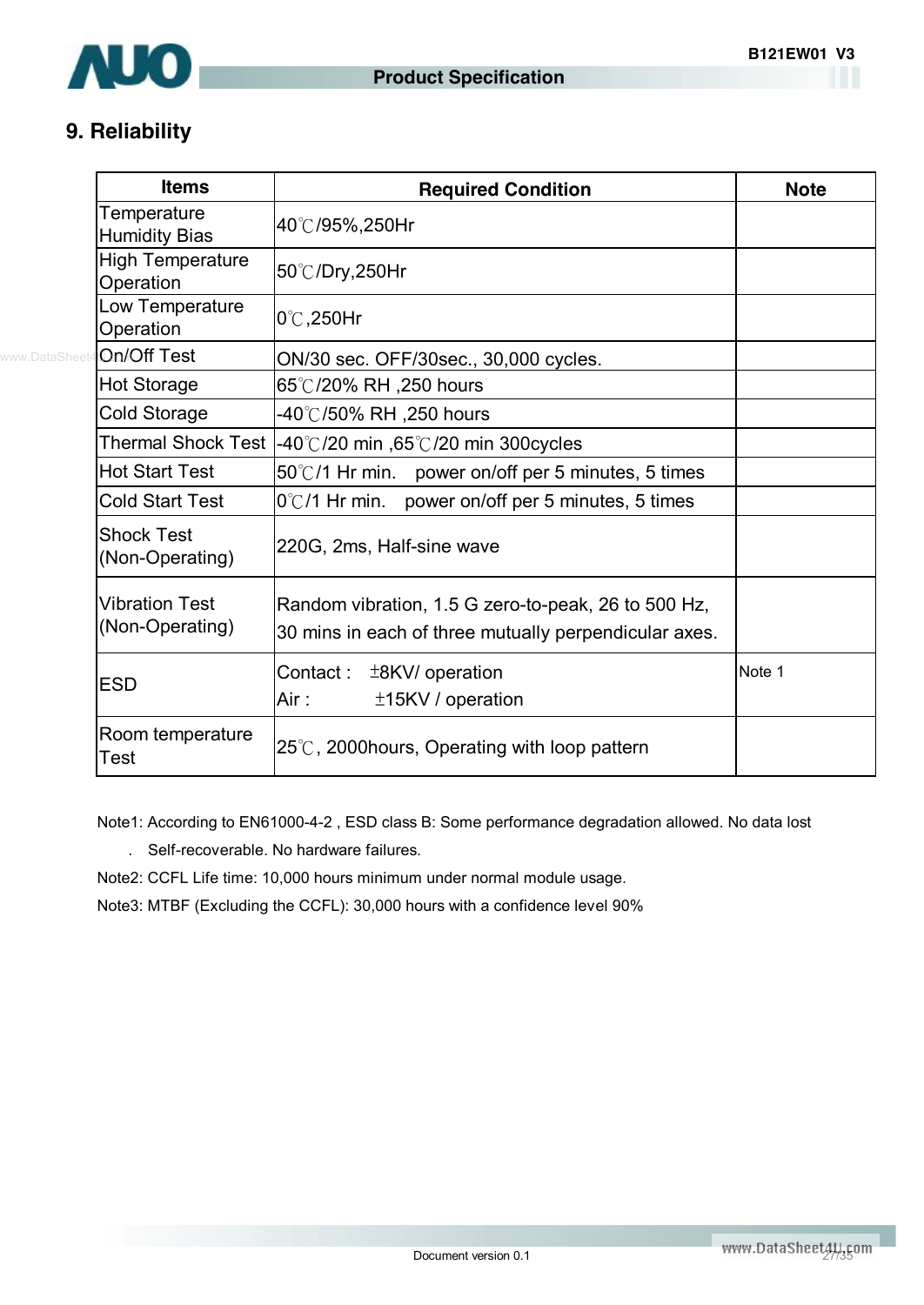## 9. Reliability

| Items | Required Condition | Note |
|---|---|---|
| Temperature Humidity Bias | 40℃/95%,250Hr | |
| High Temperature Operation | 50℃/Dry,250Hr | |
| Low Temperature Operation | 0℃,250Hr | |
| On/Off Test | ON/30 sec. OFF/30sec., 30,000 cycles. | |
| Hot Storage | 65℃/20% RH ,250 hours | |
| Cold Storage | -40℃/50% RH ,250 hours | |
| Thermal Shock Test | -40℃/20 min ,65℃/20 min 300cycles | |
| Hot Start Test | 50℃/1 Hr min. power on/off per 5 minutes, 5 times | |
| Cold Start Test | 0℃/1 Hr min. power on/off per 5 minutes, 5 times | |
| Shock Test (Non-Operating) | 220G, 2ms, Half-sine wave | |
| Vibration Test (Non-Operating) | Random vibration, 1.5 G zero-to-peak, 26 to 500 Hz, 30 mins in each of three mutually perpendicular axes. | |
| ESD | Contact : ±8KV/ operation<br>Air : ±15KV / operation | Note 1 |
| Room temperature Test | 25℃, 2000hours, Operating with loop pattern | |

Note1: According to EN61000-4-2 , ESD class B: Some performance degradation allowed. No data lost . Self-recoverable. No hardware failures.

Note2: CCFL Life time: 10,000 hours minimum under normal module usage.

Note3: MTBF (Excluding the CCFL): 30,000 hours with a confidence level 90%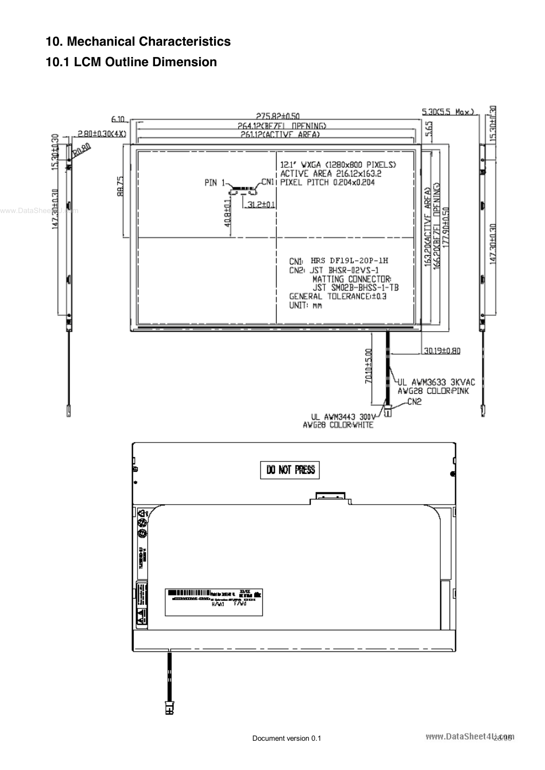# 10. Mechanical Characteristics

## 10.1 LCM Outline Dimension

12.1" WXGA (1280x800 PIXELS)
ACTIVE AREA 216.12x163.2
PIXEL PITCH 0.204x0.204

CN1: HRS DF19L-20P-1H
CN2: JST BHSR-02VS-1
MATTING CONNECTOR:
JST SM02B-BHSS-1-TB
GENERAL TOLERANCE:±0.3
UNIT: mm

275.82±0.50
264.12(BEZEL OPENING)
261.12(ACTIVE AREA)
6.10
2.80±0.30(4X)
R0.80
15.30±0.30
147.30±0.30
88.75
PIN 1
CN1
40.8±0.1
31.2±0.1
5.30(5.5 Max.)
5.65
163.20(ACTIVE AREA)
166.20(BEZEL OPENING)
177.90±0.50
30.19±0.80
70.10±5.00
UL AWM3633 3KVAC
AWG28 COLOR:PINK
CN2
UL AWM3443 300V
AWG28 COLOR:WHITE

DO NOT PRESS

H/W1 F/Wd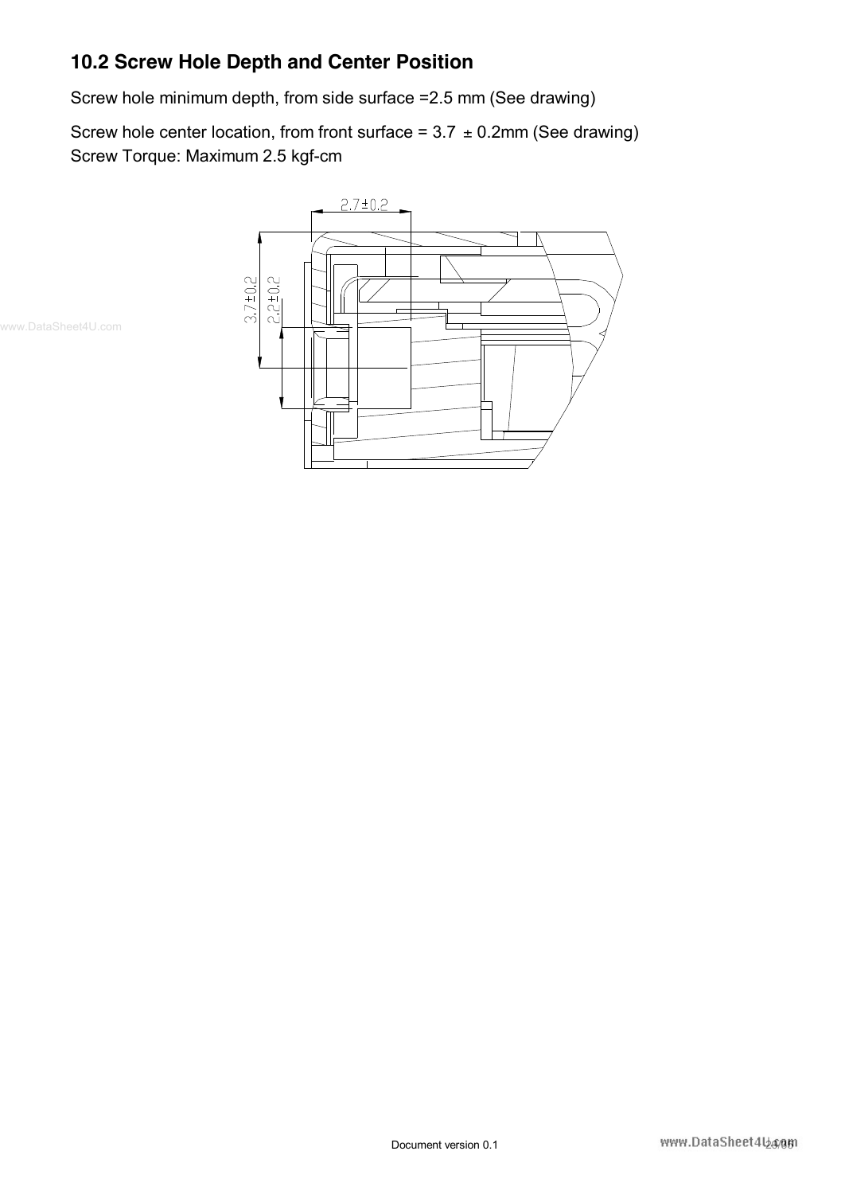## 10.2 Screw Hole Depth and Center Position

Screw hole minimum depth, from side surface =2.5 mm (See drawing)

Screw hole center location, from front surface = 3.7 ± 0.2mm (See drawing)
Screw Torque: Maximum 2.5 kgf-cm

Document version 0.1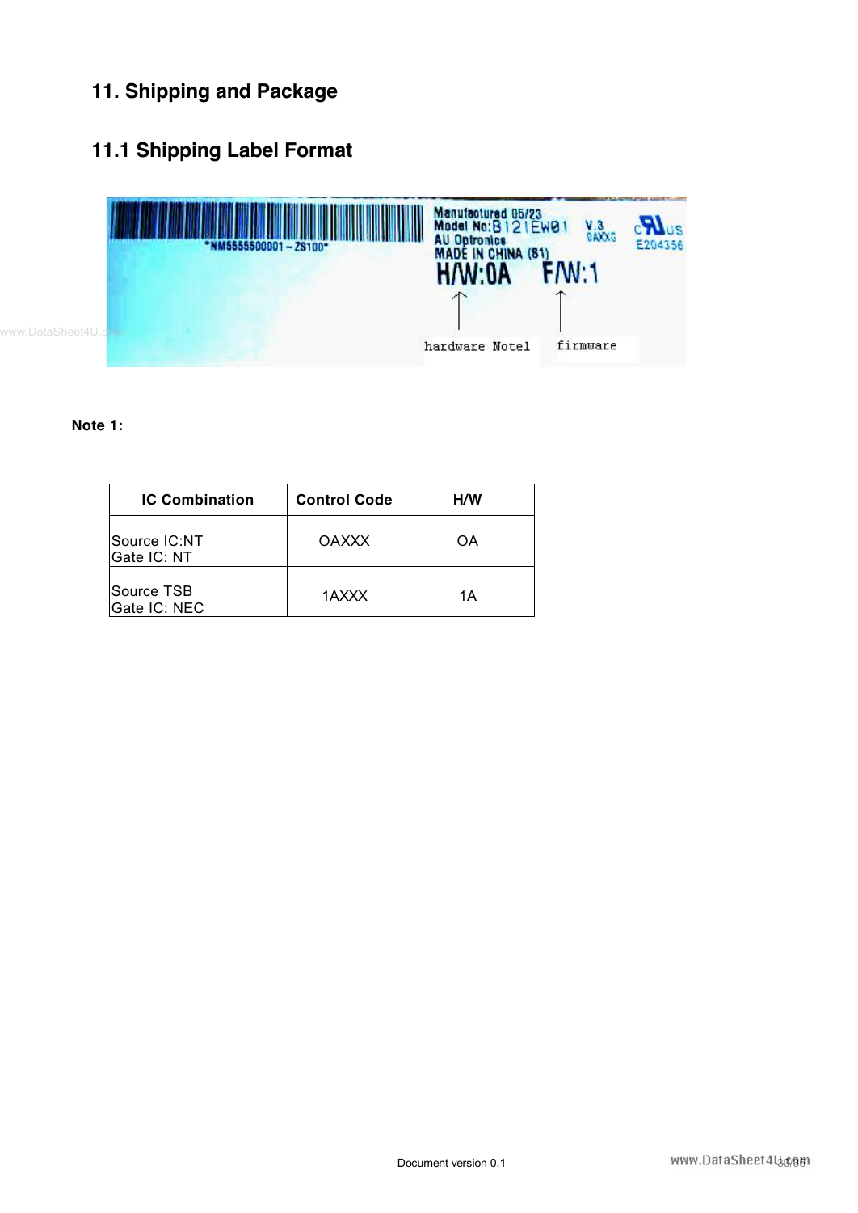# 11. Shipping and Package

## 11.1 Shipping Label Format

Manufactured 05/23
Model No:B121EW01 V.3
0AXXG
AU Optronics
MADE IN CHINA (S1)
E204356

"NM5555500001 – ZS100"

H/W:0A F/W:1

hardware Note1 firmware

**Note 1:**

| IC Combination | Control Code | H/W |
|---|---|---|
| Source IC:NT<br>Gate IC: NT | OAXXX | OA |
| Source TSB<br>Gate IC: NEC | 1AXXX | 1A |

Document version 0.1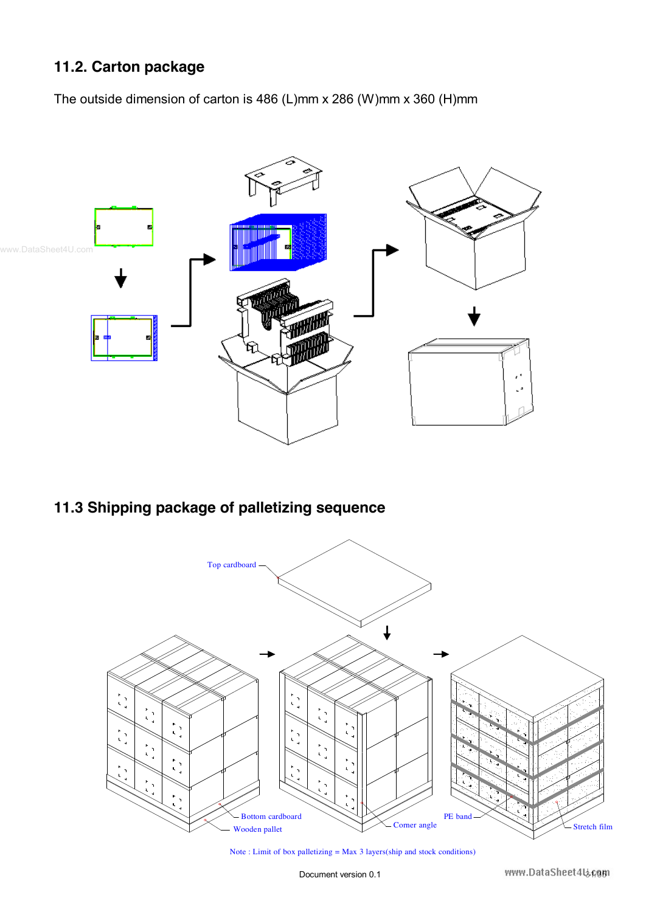## 11.2. Carton package

The outside dimension of carton is 486 (L)mm x 286 (W)mm x 360 (H)mm

## 11.3 Shipping package of palletizing sequence

Top cardboard

Bottom cardboard

Wooden pallet

Corner angle

PE band

Stretch film

Note : Limit of box palletizing = Max 3 layers(ship and stock conditions)

Document version 0.1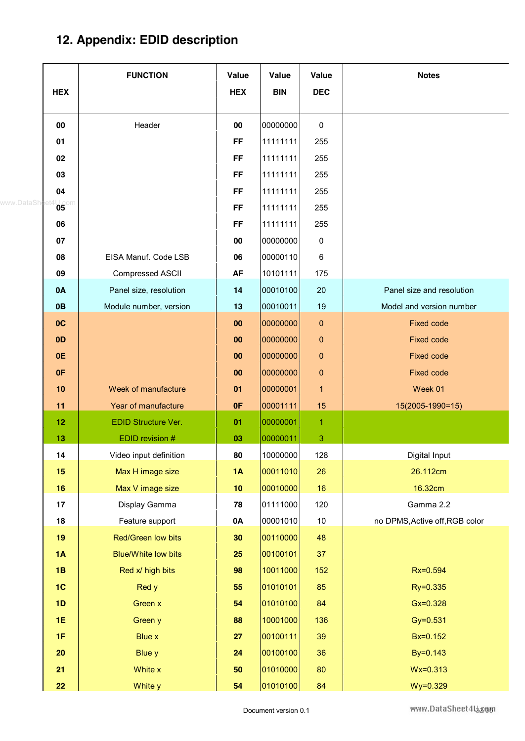# 12. Appendix: EDID description

| HEX | FUNCTION | Value HEX | Value BIN | Value DEC | Notes |
|---|---|---|---|---|---|
| 00 | Header | 00 | 00000000 | 0 | |
| 01 | | FF | 11111111 | 255 | |
| 02 | | FF | 11111111 | 255 | |
| 03 | | FF | 11111111 | 255 | |
| 04 | | FF | 11111111 | 255 | |
| 05 | | FF | 11111111 | 255 | |
| 06 | | FF | 11111111 | 255 | |
| 07 | | 00 | 00000000 | 0 | |
| 08 | EISA Manuf. Code LSB | 06 | 00000110 | 6 | |
| 09 | Compressed ASCII | AF | 10101111 | 175 | |
| 0A | Panel size, resolution | 14 | 00010100 | 20 | Panel size and resolution |
| 0B | Module number, version | 13 | 00010011 | 19 | Model and version number |
| 0C | | 00 | 00000000 | 0 | Fixed code |
| 0D | | 00 | 00000000 | 0 | Fixed code |
| 0E | | 00 | 00000000 | 0 | Fixed code |
| 0F | | 00 | 00000000 | 0 | Fixed code |
| 10 | Week of manufacture | 01 | 00000001 | 1 | Week 01 |
| 11 | Year of manufacture | 0F | 00001111 | 15 | 15(2005-1990=15) |
| 12 | EDID Structure Ver. | 01 | 00000001 | 1 | |
| 13 | EDID revision # | 03 | 00000011 | 3 | |
| 14 | Video input definition | 80 | 10000000 | 128 | Digital Input |
| 15 | Max H image size | 1A | 00011010 | 26 | 26.112cm |
| 16 | Max V image size | 10 | 00010000 | 16 | 16.32cm |
| 17 | Display Gamma | 78 | 01111000 | 120 | Gamma 2.2 |
| 18 | Feature support | 0A | 00001010 | 10 | no DPMS,Active off,RGB color |
| 19 | Red/Green low bits | 30 | 00110000 | 48 | |
| 1A | Blue/White low bits | 25 | 00100101 | 37 | |
| 1B | Red x/ high bits | 98 | 10011000 | 152 | Rx=0.594 |
| 1C | Red y | 55 | 01010101 | 85 | Ry=0.335 |
| 1D | Green x | 54 | 01010100 | 84 | Gx=0.328 |
| 1E | Green y | 88 | 10001000 | 136 | Gy=0.531 |
| 1F | Blue x | 27 | 00100111 | 39 | Bx=0.152 |
| 20 | Blue y | 24 | 00100100 | 36 | By=0.143 |
| 21 | White x | 50 | 01010000 | 80 | Wx=0.313 |
| 22 | White y | 54 | 01010100 | 84 | Wy=0.329 |

Document version 0.1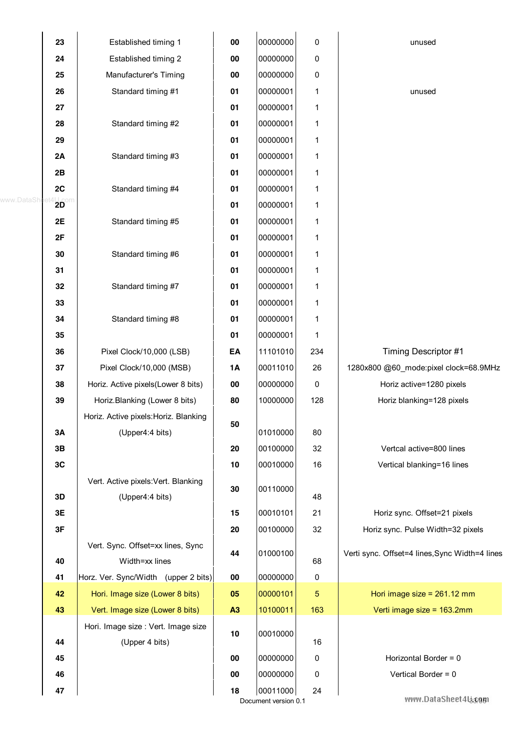| | | | | | |
|---|---|---|---|---|---|
| 23 | Established timing 1 | 00 | 00000000 | 0 | unused |
| 24 | Established timing 2 | 00 | 00000000 | 0 | |
| 25 | Manufacturer's Timing | 00 | 00000000 | 0 | |
| 26 | Standard timing #1 | 01 | 00000001 | 1 | unused |
| 27 | | 01 | 00000001 | 1 | |
| 28 | Standard timing #2 | 01 | 00000001 | 1 | |
| 29 | | 01 | 00000001 | 1 | |
| 2A | Standard timing #3 | 01 | 00000001 | 1 | |
| 2B | | 01 | 00000001 | 1 | |
| 2C | Standard timing #4 | 01 | 00000001 | 1 | |
| 2D | | 01 | 00000001 | 1 | |
| 2E | Standard timing #5 | 01 | 00000001 | 1 | |
| 2F | | 01 | 00000001 | 1 | |
| 30 | Standard timing #6 | 01 | 00000001 | 1 | |
| 31 | | 01 | 00000001 | 1 | |
| 32 | Standard timing #7 | 01 | 00000001 | 1 | |
| 33 | | 01 | 00000001 | 1 | |
| 34 | Standard timing #8 | 01 | 00000001 | 1 | |
| 35 | | 01 | 00000001 | 1 | |
| 36 | Pixel Clock/10,000 (LSB) | EA | 11101010 | 234 | Timing Descriptor #1 |
| 37 | Pixel Clock/10,000 (MSB) | 1A | 00011010 | 26 | 1280x800 @60_mode:pixel clock=68.9MHz |
| 38 | Horiz. Active pixels(Lower 8 bits) | 00 | 00000000 | 0 | Horiz active=1280 pixels |
| 39 | Horiz.Blanking (Lower 8 bits) | 80 | 10000000 | 128 | Horiz blanking=128 pixels |
| 3A | Horiz. Active pixels:Horiz. Blanking (Upper4:4 bits) | 50 | 01010000 | 80 | |
| 3B | | 20 | 00100000 | 32 | Vertcal active=800 lines |
| 3C | | 10 | 00010000 | 16 | Vertical blanking=16 lines |
| 3D | Vert. Active pixels:Vert. Blanking (Upper4:4 bits) | 30 | 00110000 | 48 | |
| 3E | | 15 | 00010101 | 21 | Horiz sync. Offset=21 pixels |
| 3F | | 20 | 00100000 | 32 | Horiz sync. Pulse Width=32 pixels |
| 40 | Vert. Sync. Offset=xx lines, Sync Width=xx lines | 44 | 01000100 | 68 | Verti sync. Offset=4 lines,Sync Width=4 lines |
| 41 | Horz. Ver. Sync/Width (upper 2 bits) | 00 | 00000000 | 0 | |
| 42 | Hori. Image size (Lower 8 bits) | 05 | 00000101 | 5 | Hori image size = 261.12 mm |
| 43 | Vert. Image size (Lower 8 bits) | A3 | 10100011 | 163 | Verti image size = 163.2mm |
| 44 | Hori. Image size : Vert. Image size (Upper 4 bits) | 10 | 00010000 | 16 | |
| 45 | | 00 | 00000000 | 0 | Horizontal Border = 0 |
| 46 | | 00 | 00000000 | 0 | Vertical Border = 0 |
| 47 | | 18 | 00011000 | 24 | |

Document version 0.1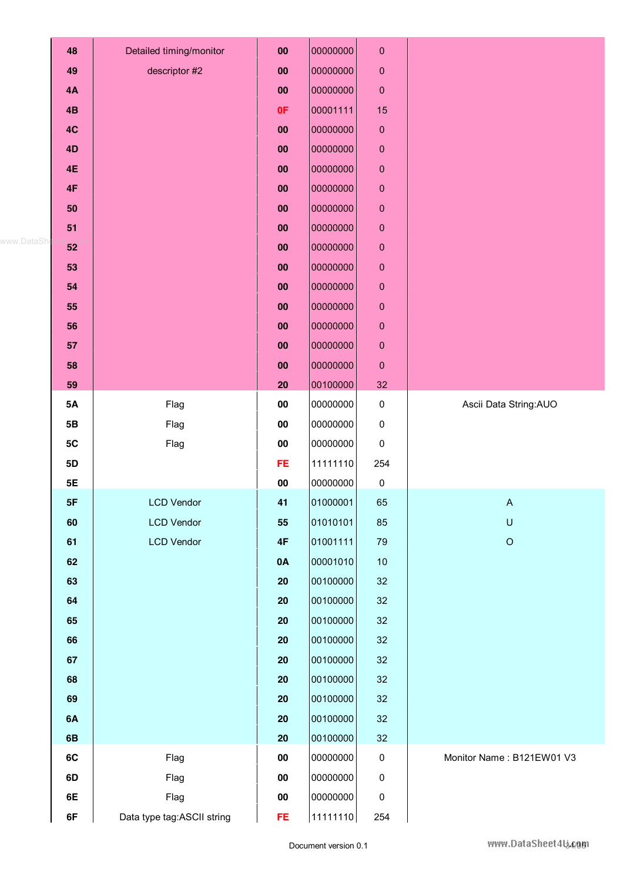| 48 | Detailed timing/monitor | 00 | 00000000 | 0 | |
|---|---|---|---|---|---|
| 49 | descriptor #2 | 00 | 00000000 | 0 | |
| 4A | | 00 | 00000000 | 0 | |
| 4B | | 0F | 00001111 | 15 | |
| 4C | | 00 | 00000000 | 0 | |
| 4D | | 00 | 00000000 | 0 | |
| 4E | | 00 | 00000000 | 0 | |
| 4F | | 00 | 00000000 | 0 | |
| 50 | | 00 | 00000000 | 0 | |
| 51 | | 00 | 00000000 | 0 | |
| 52 | | 00 | 00000000 | 0 | |
| 53 | | 00 | 00000000 | 0 | |
| 54 | | 00 | 00000000 | 0 | |
| 55 | | 00 | 00000000 | 0 | |
| 56 | | 00 | 00000000 | 0 | |
| 57 | | 00 | 00000000 | 0 | |
| 58 | | 00 | 00000000 | 0 | |
| 59 | | 20 | 00100000 | 32 | |
| 5A | Flag | 00 | 00000000 | 0 | Ascii Data String:AUO |
| 5B | Flag | 00 | 00000000 | 0 | |
| 5C | Flag | 00 | 00000000 | 0 | |
| 5D | | FE | 11111110 | 254 | |
| 5E | | 00 | 00000000 | 0 | |
| 5F | LCD Vendor | 41 | 01000001 | 65 | A |
| 60 | LCD Vendor | 55 | 01010101 | 85 | U |
| 61 | LCD Vendor | 4F | 01001111 | 79 | O |
| 62 | | 0A | 00001010 | 10 | |
| 63 | | 20 | 00100000 | 32 | |
| 64 | | 20 | 00100000 | 32 | |
| 65 | | 20 | 00100000 | 32 | |
| 66 | | 20 | 00100000 | 32 | |
| 67 | | 20 | 00100000 | 32 | |
| 68 | | 20 | 00100000 | 32 | |
| 69 | | 20 | 00100000 | 32 | |
| 6A | | 20 | 00100000 | 32 | |
| 6B | | 20 | 00100000 | 32 | |
| 6C | Flag | 00 | 00000000 | 0 | Monitor Name : B121EW01 V3 |
| 6D | Flag | 00 | 00000000 | 0 | |
| 6E | Flag | 00 | 00000000 | 0 | |
| 6F | Data type tag:ASCII string | FE | 11111110 | 254 | |

Document version 0.1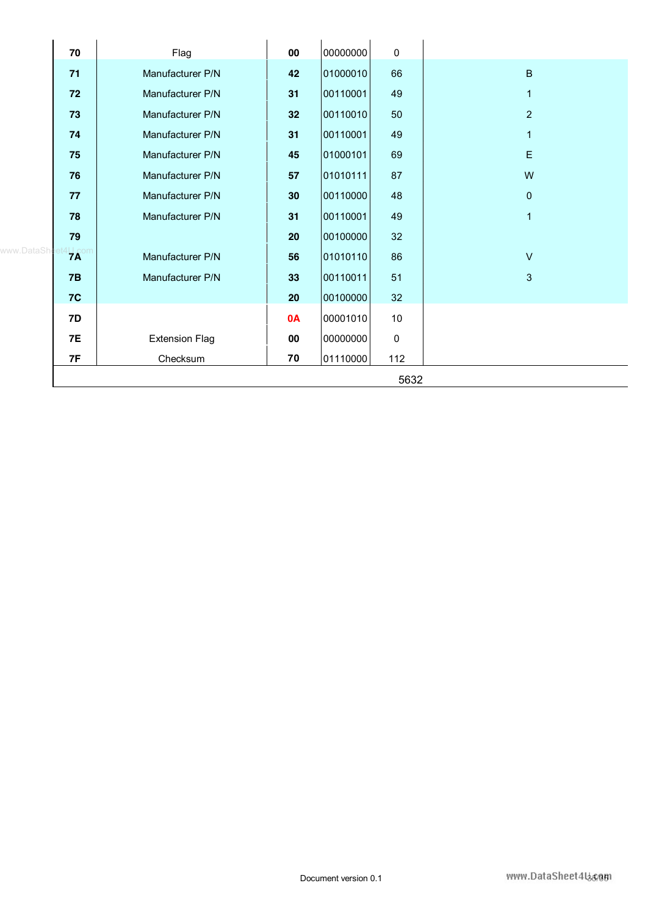| | | | | | |
|---|---|---|---|---|---|
| **70** | Flag | **00** | 00000000 | 0 | |
| **71** | Manufacturer P/N | **42** | 01000010 | 66 | B |
| **72** | Manufacturer P/N | **31** | 00110001 | 49 | 1 |
| **73** | Manufacturer P/N | **32** | 00110010 | 50 | 2 |
| **74** | Manufacturer P/N | **31** | 00110001 | 49 | 1 |
| **75** | Manufacturer P/N | **45** | 01000101 | 69 | E |
| **76** | Manufacturer P/N | **57** | 01010111 | 87 | W |
| **77** | Manufacturer P/N | **30** | 00110000 | 48 | 0 |
| **78** | Manufacturer P/N | **31** | 00110001 | 49 | 1 |
| **79** | | **20** | 00100000 | 32 | |
| **7A** | Manufacturer P/N | **56** | 01010110 | 86 | V |
| **7B** | Manufacturer P/N | **33** | 00110011 | 51 | 3 |
| **7C** | | **20** | 00100000 | 32 | |
| **7D** | | **0A** | 00001010 | 10 | |
| **7E** | Extension Flag | **00** | 00000000 | 0 | |
| **7F** | Checksum | **70** | 01110000 | 112 | |
| | | | | 5632 | |

Document version 0.1